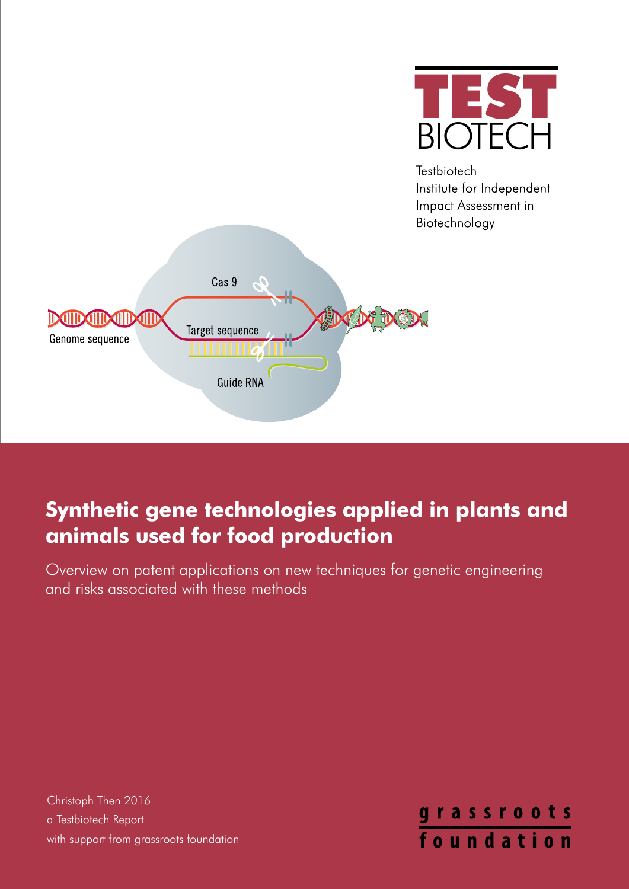# TEST BIOTECH

Testbiotech
Institute for Independent
Impact Assessment in
Biotechnology

Cas 9

Genome sequence

Target sequence

Guide RNA

# Synthetic gene technologies applied in plants and animals used for food production

Overview on patent applications on new techniques for genetic engineering and risks associated with these methods

Christoph Then 2016
a Testbiotech Report
with support from grassroots foundation

grassroots foundation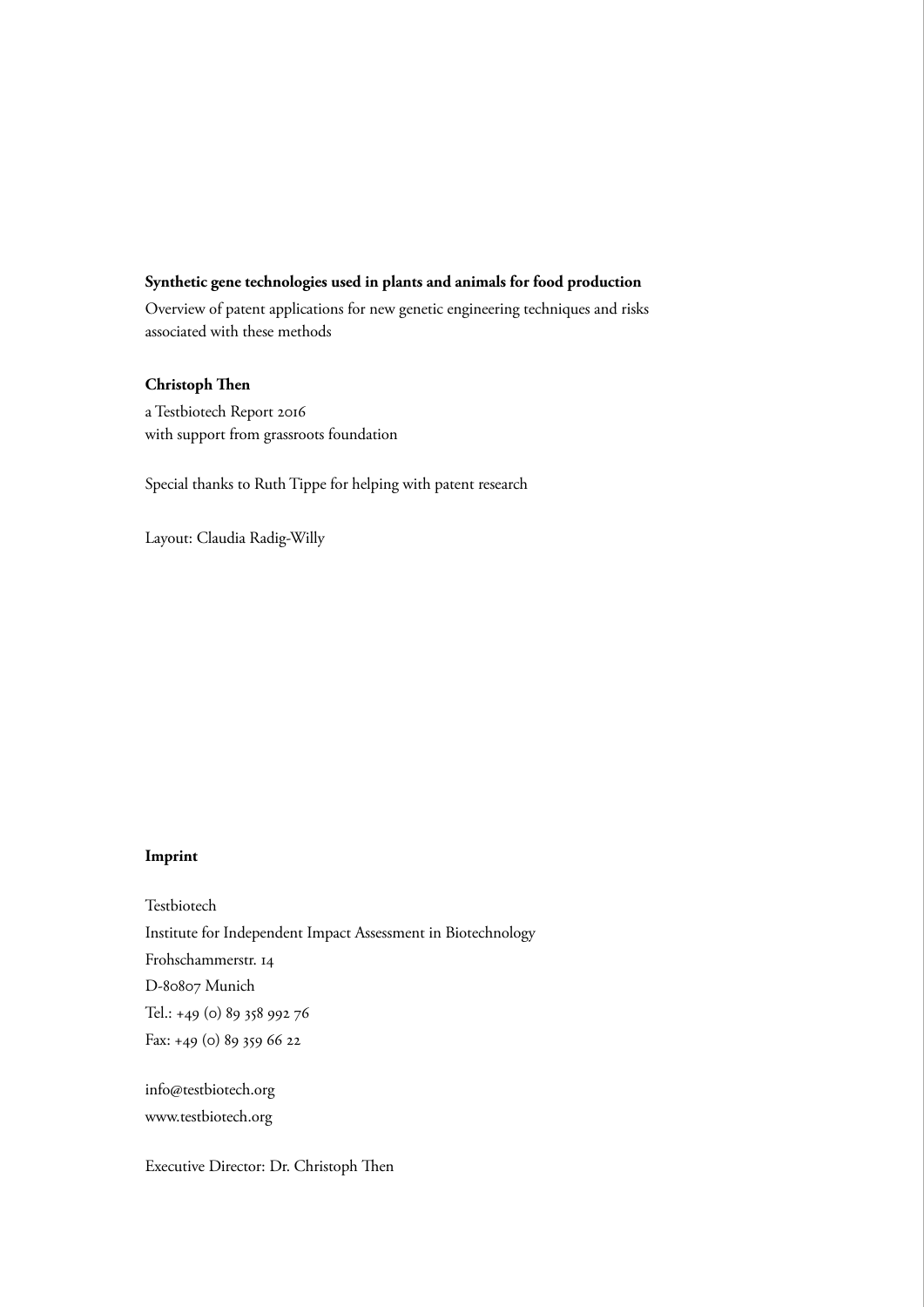**Synthetic gene technologies used in plants and animals for food production**

Overview of patent applications for new genetic engineering techniques and risks associated with these methods

**Christoph Then**

a Testbiotech Report 2016
with support from grassroots foundation

Special thanks to Ruth Tippe for helping with patent research

Layout: Claudia Radig-Willy

**Imprint**

Testbiotech
Institute for Independent Impact Assessment in Biotechnology
Frohschammerstr. 14
D-80807 Munich
Tel.: +49 (0) 89 358 992 76
Fax: +49 (0) 89 359 66 22

info@testbiotech.org
www.testbiotech.org

Executive Director: Dr. Christoph Then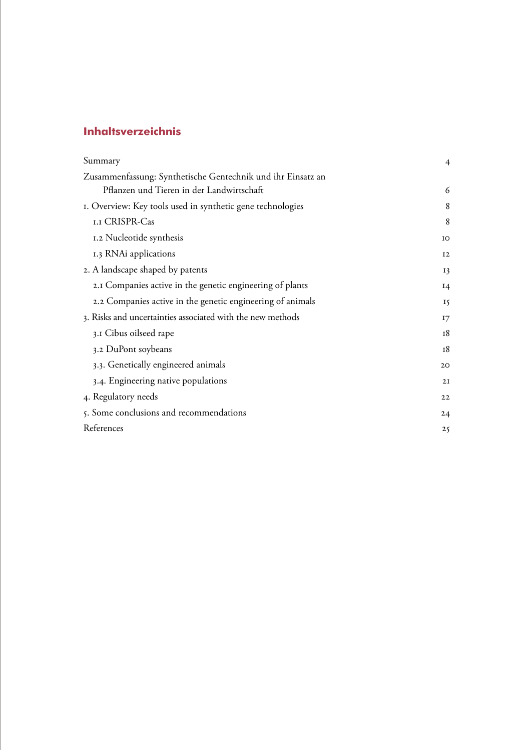## Inhaltsverzeichnis

| | |
|---|---|
| Summary | 4 |
| Zusammenfassung: Synthetische Gentechnik und ihr Einsatz an Pflanzen und Tieren in der Landwirtschaft | 6 |
| 1. Overview: Key tools used in synthetic gene technologies | 8 |
| 1.1 CRISPR-Cas | 8 |
| 1.2 Nucleotide synthesis | 10 |
| 1.3 RNAi applications | 12 |
| 2. A landscape shaped by patents | 13 |
| 2.1 Companies active in the genetic engineering of plants | 14 |
| 2.2 Companies active in the genetic engineering of animals | 15 |
| 3. Risks and uncertainties associated with the new methods | 17 |
| 3.1 Cibus oilseed rape | 18 |
| 3.2 DuPont soybeans | 18 |
| 3.3. Genetically engineered animals | 20 |
| 3.4. Engineering native populations | 21 |
| 4. Regulatory needs | 22 |
| 5. Some conclusions and recommendations | 24 |
| References | 25 |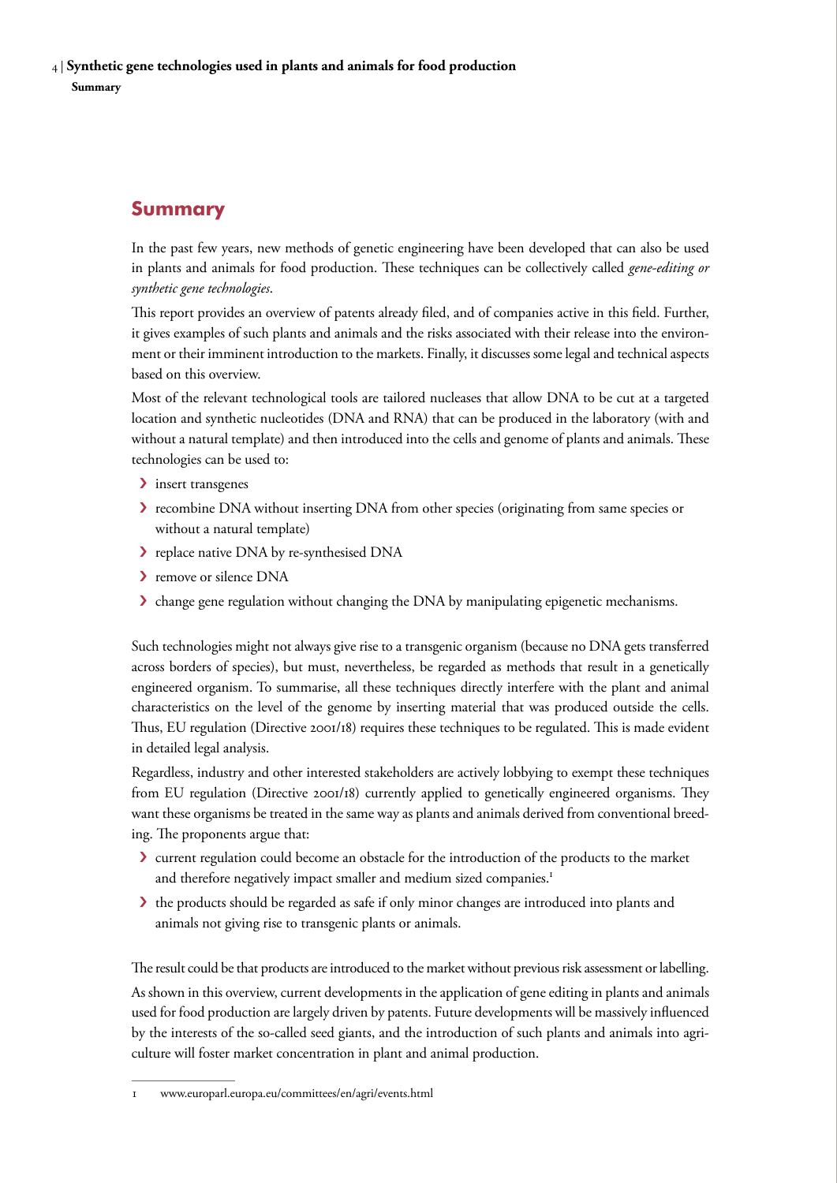## Summary

In the past few years, new methods of genetic engineering have been developed that can also be used in plants and animals for food production. These techniques can be collectively called *gene-editing or synthetic gene technologies*.

This report provides an overview of patents already filed, and of companies active in this field. Further, it gives examples of such plants and animals and the risks associated with their release into the environment or their imminent introduction to the markets. Finally, it discusses some legal and technical aspects based on this overview.

Most of the relevant technological tools are tailored nucleases that allow DNA to be cut at a targeted location and synthetic nucleotides (DNA and RNA) that can be produced in the laboratory (with and without a natural template) and then introduced into the cells and genome of plants and animals. These technologies can be used to:

- insert transgenes
- recombine DNA without inserting DNA from other species (originating from same species or without a natural template)
- replace native DNA by re-synthesised DNA
- remove or silence DNA
- change gene regulation without changing the DNA by manipulating epigenetic mechanisms.

Such technologies might not always give rise to a transgenic organism (because no DNA gets transferred across borders of species), but must, nevertheless, be regarded as methods that result in a genetically engineered organism. To summarise, all these techniques directly interfere with the plant and animal characteristics on the level of the genome by inserting material that was produced outside the cells. Thus, EU regulation (Directive 2001/18) requires these techniques to be regulated. This is made evident in detailed legal analysis.

Regardless, industry and other interested stakeholders are actively lobbying to exempt these techniques from EU regulation (Directive 2001/18) currently applied to genetically engineered organisms. They want these organisms be treated in the same way as plants and animals derived from conventional breeding. The proponents argue that:

- current regulation could become an obstacle for the introduction of the products to the market and therefore negatively impact smaller and medium sized companies.[1]
- the products should be regarded as safe if only minor changes are introduced into plants and animals not giving rise to transgenic plants or animals.

The result could be that products are introduced to the market without previous risk assessment or labelling.

As shown in this overview, current developments in the application of gene editing in plants and animals used for food production are largely driven by patents. Future developments will be massively influenced by the interests of the so-called seed giants, and the introduction of such plants and animals into agriculture will foster market concentration in plant and animal production.

---

1 www.europarl.europa.eu/committees/en/agri/events.html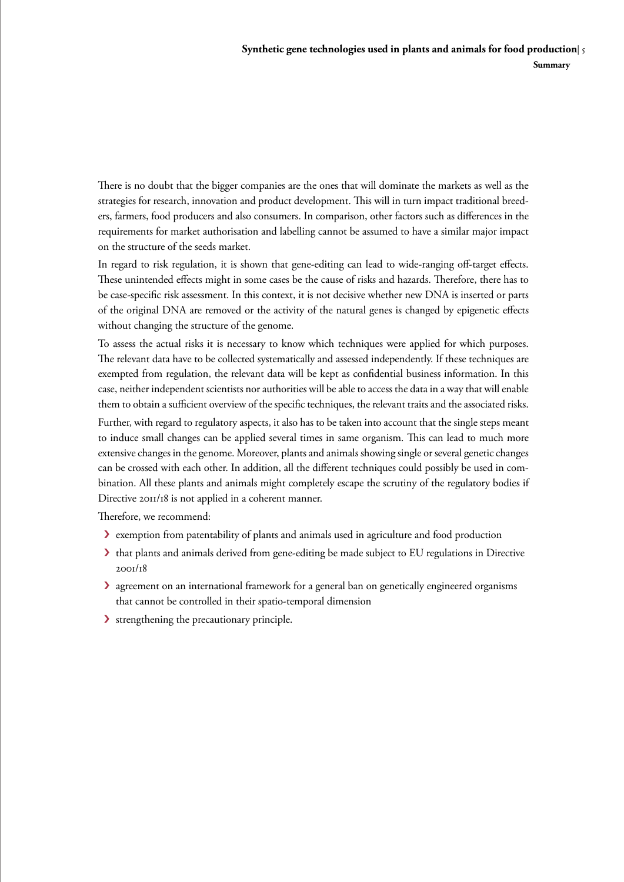There is no doubt that the bigger companies are the ones that will dominate the markets as well as the strategies for research, innovation and product development. This will in turn impact traditional breeders, farmers, food producers and also consumers. In comparison, other factors such as differences in the requirements for market authorisation and labelling cannot be assumed to have a similar major impact on the structure of the seeds market.

In regard to risk regulation, it is shown that gene-editing can lead to wide-ranging off-target effects. These unintended effects might in some cases be the cause of risks and hazards. Therefore, there has to be case-specific risk assessment. In this context, it is not decisive whether new DNA is inserted or parts of the original DNA are removed or the activity of the natural genes is changed by epigenetic effects without changing the structure of the genome.

To assess the actual risks it is necessary to know which techniques were applied for which purposes. The relevant data have to be collected systematically and assessed independently. If these techniques are exempted from regulation, the relevant data will be kept as confidential business information. In this case, neither independent scientists nor authorities will be able to access the data in a way that will enable them to obtain a sufficient overview of the specific techniques, the relevant traits and the associated risks.

Further, with regard to regulatory aspects, it also has to be taken into account that the single steps meant to induce small changes can be applied several times in same organism. This can lead to much more extensive changes in the genome. Moreover, plants and animals showing single or several genetic changes can be crossed with each other. In addition, all the different techniques could possibly be used in combination. All these plants and animals might completely escape the scrutiny of the regulatory bodies if Directive 2011/18 is not applied in a coherent manner.

Therefore, we recommend:

- exemption from patentability of plants and animals used in agriculture and food production
- that plants and animals derived from gene-editing be made subject to EU regulations in Directive 2001/18
- agreement on an international framework for a general ban on genetically engineered organisms that cannot be controlled in their spatio-temporal dimension
- strengthening the precautionary principle.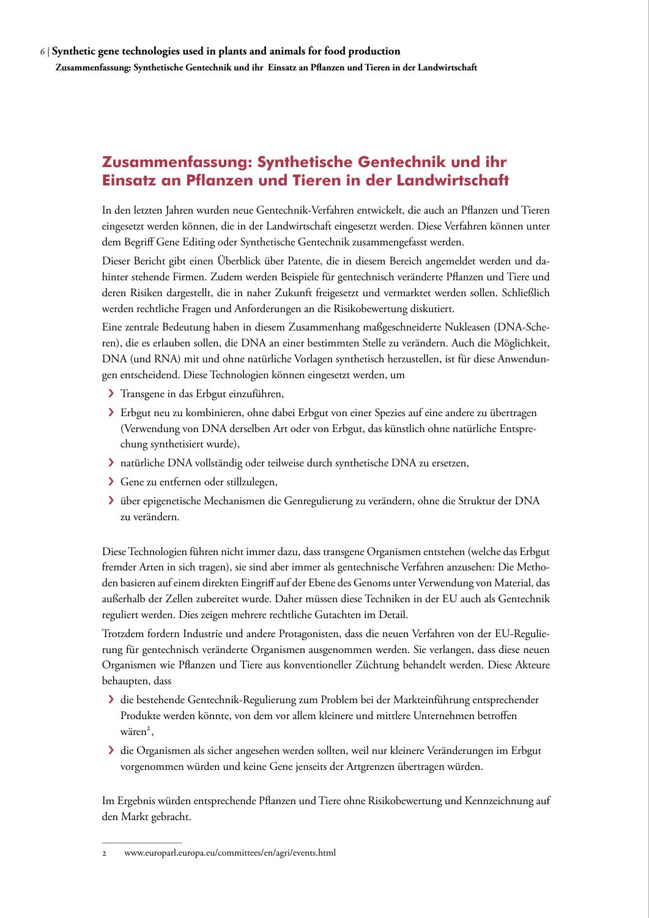## Zusammenfassung: Synthetische Gentechnik und ihr Einsatz an Pflanzen und Tieren in der Landwirtschaft

In den letzten Jahren wurden neue Gentechnik-Verfahren entwickelt, die auch an Pflanzen und Tieren eingesetzt werden können, die in der Landwirtschaft eingesetzt werden. Diese Verfahren können unter dem Begriff Gene Editing oder Synthetische Gentechnik zusammengefasst werden.

Dieser Bericht gibt einen Überblick über Patente, die in diesem Bereich angemeldet werden und dahinter stehende Firmen. Zudem werden Beispiele für gentechnisch veränderte Pflanzen und Tiere und deren Risiken dargestellt, die in naher Zukunft freigesetzt und vermarktet werden sollen. Schließlich werden rechtliche Fragen und Anforderungen an die Risikobewertung diskutiert.

Eine zentrale Bedeutung haben in diesem Zusammenhang maßgeschneiderte Nukleasen (DNA-Scheren), die es erlauben sollen, die DNA an einer bestimmten Stelle zu verändern. Auch die Möglichkeit, DNA (und RNA) mit und ohne natürliche Vorlagen synthetisch herzustellen, ist für diese Anwendungen entscheidend. Diese Technologien können eingesetzt werden, um

- Transgene in das Erbgut einzuführen,
- Erbgut neu zu kombinieren, ohne dabei Erbgut von einer Spezies auf eine andere zu übertragen (Verwendung von DNA derselben Art oder von Erbgut, das künstlich ohne natürliche Entsprechung synthetisiert wurde),
- natürliche DNA vollständig oder teilweise durch synthetische DNA zu ersetzen,
- Gene zu entfernen oder stillzulegen,
- über epigenetische Mechanismen die Genregulierung zu verändern, ohne die Struktur der DNA zu verändern.

Diese Technologien führen nicht immer dazu, dass transgene Organismen entstehen (welche das Erbgut fremder Arten in sich tragen), sie sind aber immer als gentechnische Verfahren anzusehen: Die Methoden basieren auf einem direkten Eingriff auf der Ebene des Genoms unter Verwendung von Material, das außerhalb der Zellen zubereitet wurde. Daher müssen diese Techniken in der EU auch als Gentechnik reguliert werden. Dies zeigen mehrere rechtliche Gutachten im Detail.

Trotzdem fordern Industrie und andere Protagonisten, dass die neuen Verfahren von der EU-Regulierung für gentechnisch veränderte Organismen ausgenommen werden. Sie verlangen, dass diese neuen Organismen wie Pflanzen und Tiere aus konventioneller Züchtung behandelt werden. Diese Akteure behaupten, dass

- die bestehende Gentechnik-Regulierung zum Problem bei der Markteinführung entsprechender Produkte werden könnte, von dem vor allem kleinere und mittlere Unternehmen betroffen wären[2],
- die Organismen als sicher angesehen werden sollten, weil nur kleinere Veränderungen im Erbgut vorgenommen würden und keine Gene jenseits der Artgrenzen übertragen würden.

Im Ergebnis würden entsprechende Pflanzen und Tiere ohne Risikobewertung und Kennzeichnung auf den Markt gebracht.

---

2 www.europarl.europa.eu/committees/en/agri/events.html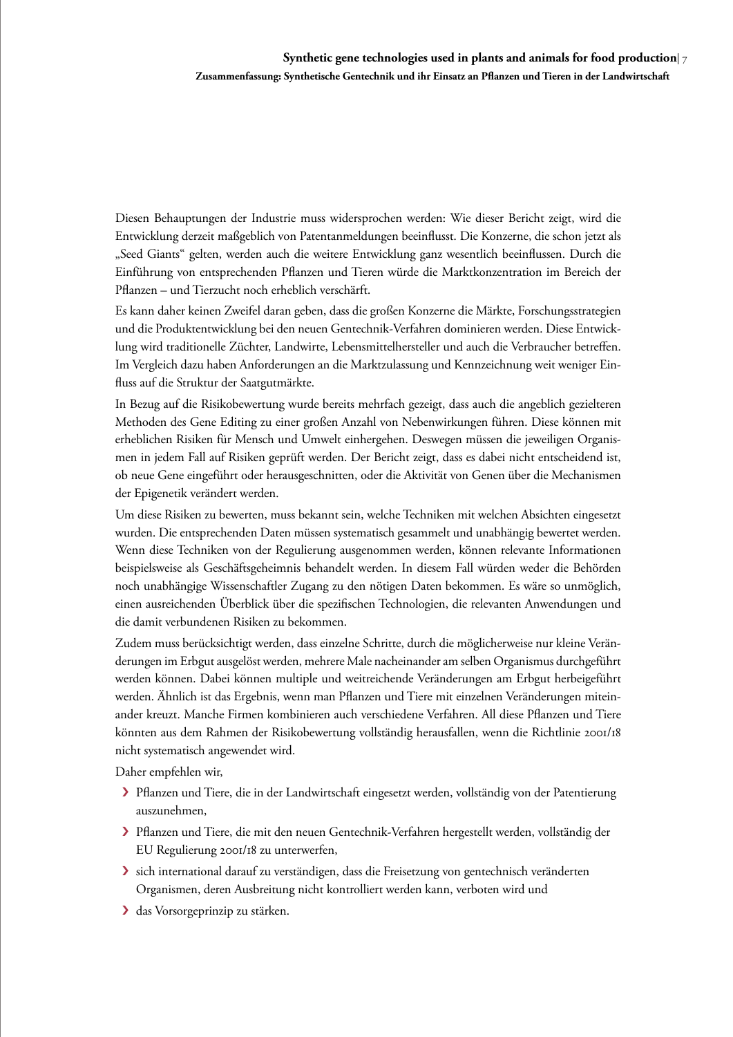Diesen Behauptungen der Industrie muss widersprochen werden: Wie dieser Bericht zeigt, wird die Entwicklung derzeit maßgeblich von Patentanmeldungen beeinflusst. Die Konzerne, die schon jetzt als „Seed Giants" gelten, werden auch die weitere Entwicklung ganz wesentlich beeinflussen. Durch die Einführung von entsprechenden Pflanzen und Tieren würde die Marktkonzentration im Bereich der Pflanzen – und Tierzucht noch erheblich verschärft.

Es kann daher keinen Zweifel daran geben, dass die großen Konzerne die Märkte, Forschungsstrategien und die Produktentwicklung bei den neuen Gentechnik-Verfahren dominieren werden. Diese Entwicklung wird traditionelle Züchter, Landwirte, Lebensmittelhersteller und auch die Verbraucher betreffen. Im Vergleich dazu haben Anforderungen an die Marktzulassung und Kennzeichnung weit weniger Einfluss auf die Struktur der Saatgutmärkte.

In Bezug auf die Risikobewertung wurde bereits mehrfach gezeigt, dass auch die angeblich gezielteren Methoden des Gene Editing zu einer großen Anzahl von Nebenwirkungen führen. Diese können mit erheblichen Risiken für Mensch und Umwelt einhergehen. Deswegen müssen die jeweiligen Organismen in jedem Fall auf Risiken geprüft werden. Der Bericht zeigt, dass es dabei nicht entscheidend ist, ob neue Gene eingeführt oder herausgeschnitten, oder die Aktivität von Genen über die Mechanismen der Epigenetik verändert werden.

Um diese Risiken zu bewerten, muss bekannt sein, welche Techniken mit welchen Absichten eingesetzt wurden. Die entsprechenden Daten müssen systematisch gesammelt und unabhängig bewertet werden. Wenn diese Techniken von der Regulierung ausgenommen werden, können relevante Informationen beispielsweise als Geschäftsgeheimnis behandelt werden. In diesem Fall würden weder die Behörden noch unabhängige Wissenschaftler Zugang zu den nötigen Daten bekommen. Es wäre so unmöglich, einen ausreichenden Überblick über die spezifischen Technologien, die relevanten Anwendungen und die damit verbundenen Risiken zu bekommen.

Zudem muss berücksichtigt werden, dass einzelne Schritte, durch die möglicherweise nur kleine Veränderungen im Erbgut ausgelöst werden, mehrere Male nacheinander am selben Organismus durchgeführt werden können. Dabei können multiple und weitreichende Veränderungen am Erbgut herbeigeführt werden. Ähnlich ist das Ergebnis, wenn man Pflanzen und Tiere mit einzelnen Veränderungen miteinander kreuzt. Manche Firmen kombinieren auch verschiedene Verfahren. All diese Pflanzen und Tiere könnten aus dem Rahmen der Risikobewertung vollständig herausfallen, wenn die Richtlinie 2001/18 nicht systematisch angewendet wird.

Daher empfehlen wir,

- Pflanzen und Tiere, die in der Landwirtschaft eingesetzt werden, vollständig von der Patentierung auszunehmen,
- Pflanzen und Tiere, die mit den neuen Gentechnik-Verfahren hergestellt werden, vollständig der EU Regulierung 2001/18 zu unterwerfen,
- sich international darauf zu verständigen, dass die Freisetzung von gentechnisch veränderten Organismen, deren Ausbreitung nicht kontrolliert werden kann, verboten wird und
- das Vorsorgeprinzip zu stärken.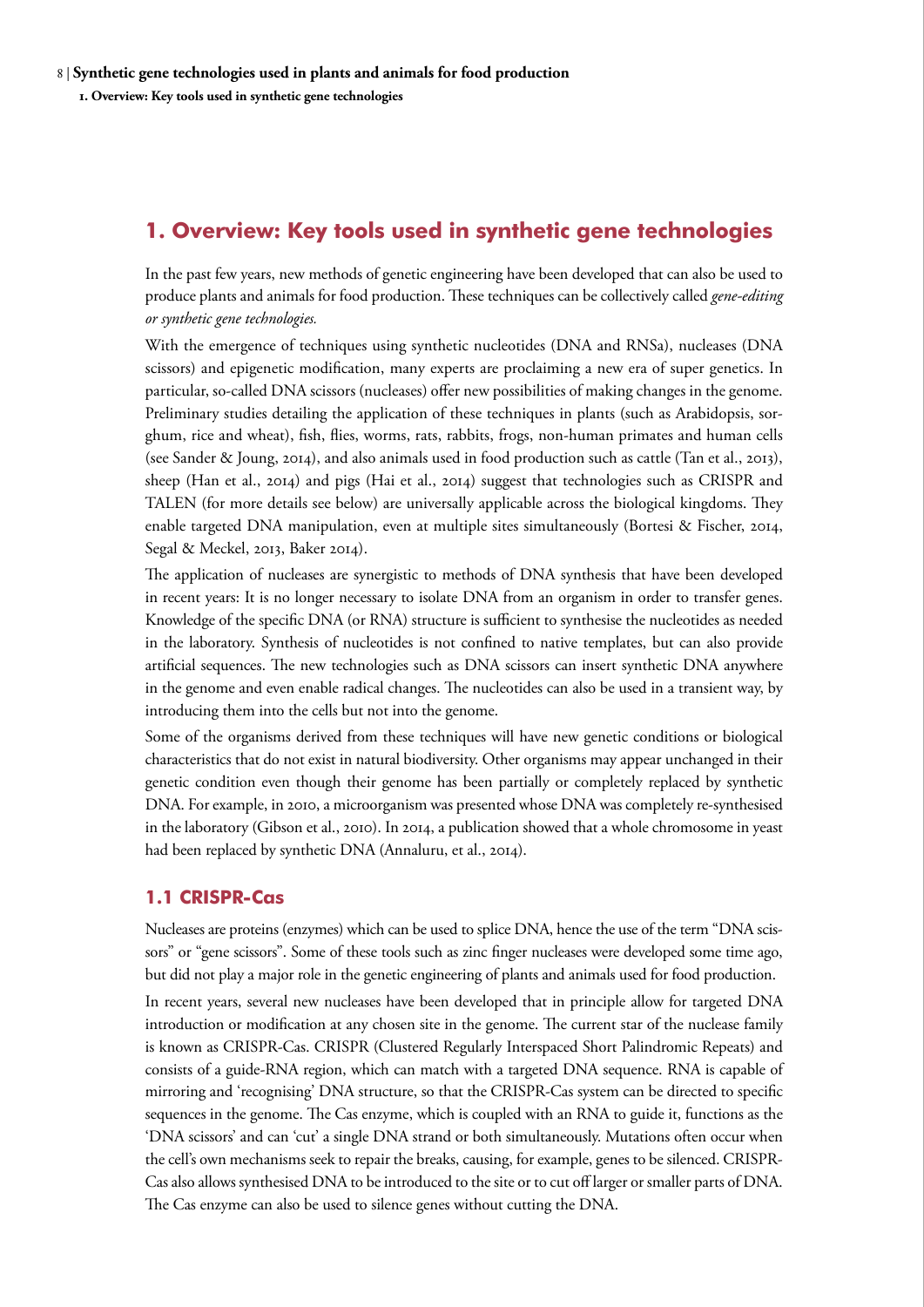## 1. Overview: Key tools used in synthetic gene technologies

In the past few years, new methods of genetic engineering have been developed that can also be used to produce plants and animals for food production. These techniques can be collectively called *gene-editing or synthetic gene technologies.*

With the emergence of techniques using synthetic nucleotides (DNA and RNSa), nucleases (DNA scissors) and epigenetic modification, many experts are proclaiming a new era of super genetics. In particular, so-called DNA scissors (nucleases) offer new possibilities of making changes in the genome. Preliminary studies detailing the application of these techniques in plants (such as Arabidopsis, sorghum, rice and wheat), fish, flies, worms, rats, rabbits, frogs, non-human primates and human cells (see Sander & Joung, 2014), and also animals used in food production such as cattle (Tan et al., 2013), sheep (Han et al., 2014) and pigs (Hai et al., 2014) suggest that technologies such as CRISPR and TALEN (for more details see below) are universally applicable across the biological kingdoms. They enable targeted DNA manipulation, even at multiple sites simultaneously (Bortesi & Fischer, 2014, Segal & Meckel, 2013, Baker 2014).

The application of nucleases are synergistic to methods of DNA synthesis that have been developed in recent years: It is no longer necessary to isolate DNA from an organism in order to transfer genes. Knowledge of the specific DNA (or RNA) structure is sufficient to synthesise the nucleotides as needed in the laboratory. Synthesis of nucleotides is not confined to native templates, but can also provide artificial sequences. The new technologies such as DNA scissors can insert synthetic DNA anywhere in the genome and even enable radical changes. The nucleotides can also be used in a transient way, by introducing them into the cells but not into the genome.

Some of the organisms derived from these techniques will have new genetic conditions or biological characteristics that do not exist in natural biodiversity. Other organisms may appear unchanged in their genetic condition even though their genome has been partially or completely replaced by synthetic DNA. For example, in 2010, a microorganism was presented whose DNA was completely re-synthesised in the laboratory (Gibson et al., 2010). In 2014, a publication showed that a whole chromosome in yeast had been replaced by synthetic DNA (Annaluru, et al., 2014).

### 1.1 CRISPR-Cas

Nucleases are proteins (enzymes) which can be used to splice DNA, hence the use of the term "DNA scissors" or "gene scissors". Some of these tools such as zinc finger nucleases were developed some time ago, but did not play a major role in the genetic engineering of plants and animals used for food production.

In recent years, several new nucleases have been developed that in principle allow for targeted DNA introduction or modification at any chosen site in the genome. The current star of the nuclease family is known as CRISPR-Cas. CRISPR (Clustered Regularly Interspaced Short Palindromic Repeats) and consists of a guide-RNA region, which can match with a targeted DNA sequence. RNA is capable of mirroring and 'recognising' DNA structure, so that the CRISPR-Cas system can be directed to specific sequences in the genome. The Cas enzyme, which is coupled with an RNA to guide it, functions as the 'DNA scissors' and can 'cut' a single DNA strand or both simultaneously. Mutations often occur when the cell's own mechanisms seek to repair the breaks, causing, for example, genes to be silenced. CRISPR-Cas also allows synthesised DNA to be introduced to the site or to cut off larger or smaller parts of DNA. The Cas enzyme can also be used to silence genes without cutting the DNA.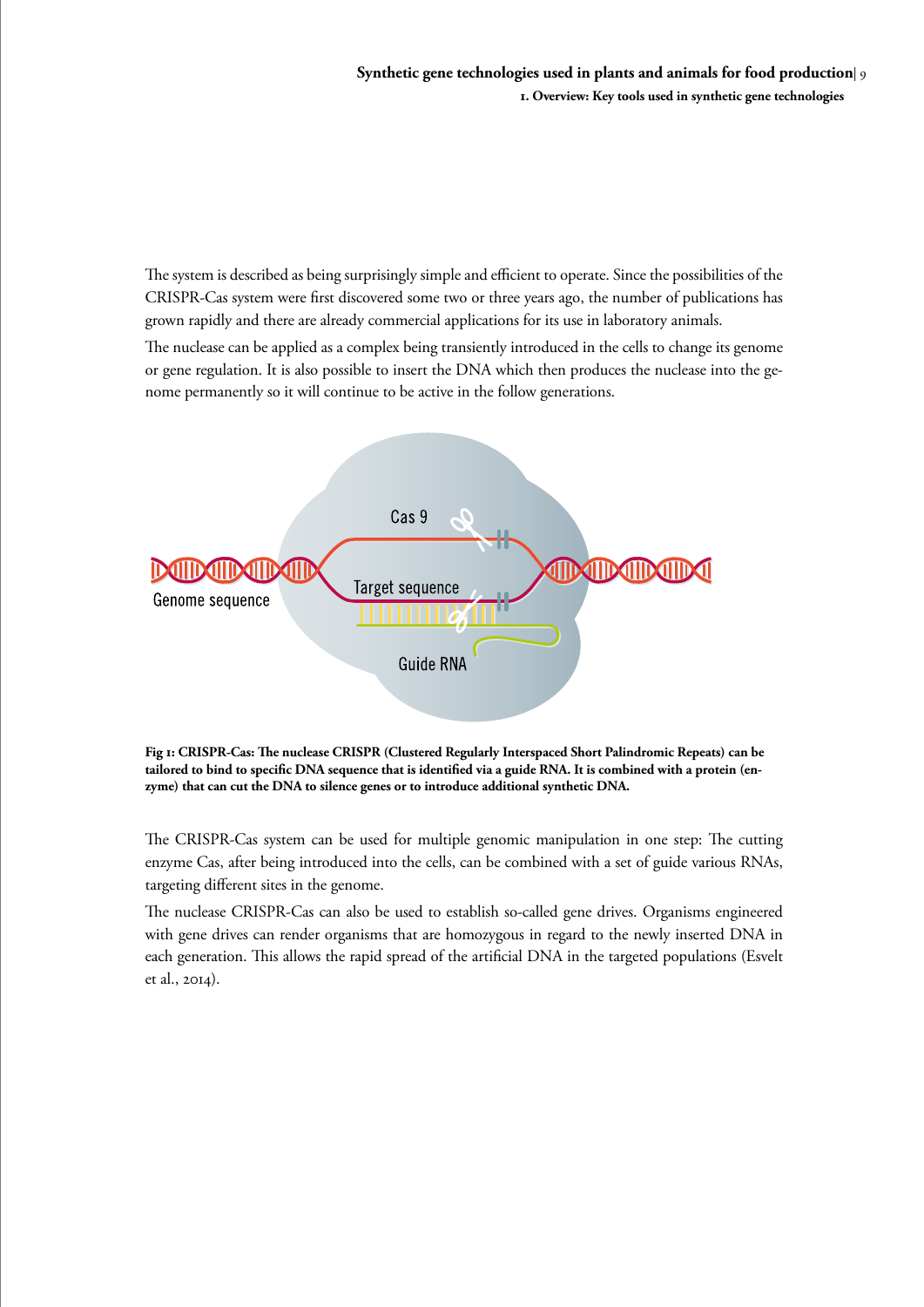The system is described as being surprisingly simple and efficient to operate. Since the possibilities of the CRISPR-Cas system were first discovered some two or three years ago, the number of publications has grown rapidly and there are already commercial applications for its use in laboratory animals.

The nuclease can be applied as a complex being transiently introduced in the cells to change its genome or gene regulation. It is also possible to insert the DNA which then produces the nuclease into the genome permanently so it will continue to be active in the follow generations.

**Fig 1: CRISPR-Cas: The nuclease CRISPR (Clustered Regularly Interspaced Short Palindromic Repeats) can be tailored to bind to specific DNA sequence that is identified via a guide RNA. It is combined with a protein (enzyme) that can cut the DNA to silence genes or to introduce additional synthetic DNA.**

The CRISPR-Cas system can be used for multiple genomic manipulation in one step: The cutting enzyme Cas, after being introduced into the cells, can be combined with a set of guide various RNAs, targeting different sites in the genome.

The nuclease CRISPR-Cas can also be used to establish so-called gene drives. Organisms engineered with gene drives can render organisms that are homozygous in regard to the newly inserted DNA in each generation. This allows the rapid spread of the artificial DNA in the targeted populations (Esvelt et al., 2014).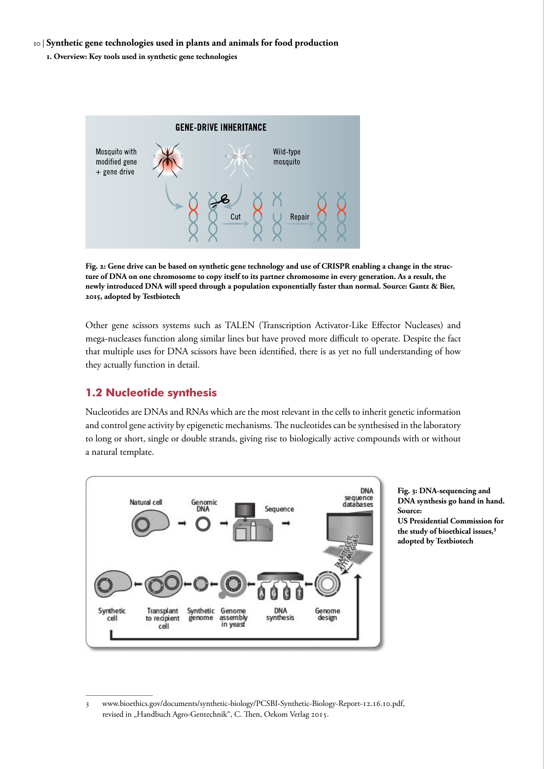Fig. 2: Gene drive can be based on synthetic gene technology and use of CRISPR enabling a change in the structure of DNA on one chromosome to copy itself to its partner chromosome in every generation. As a result, the newly introduced DNA will speed through a population exponentially faster than normal. Source: Gantz & Bier, 2015, adopted by Testbiotech

Other gene scissors systems such as TALEN (Transcription Activator-Like Effector Nucleases) and mega-nucleases function along similar lines but have proved more difficult to operate. Despite the fact that multiple uses for DNA scissors have been identified, there is as yet no full understanding of how they actually function in detail.

## 1.2 Nucleotide synthesis

Nucleotides are DNAs and RNAs which are the most relevant in the cells to inherit genetic information and control gene activity by epigenetic mechanisms. The nucleotides can be synthesised in the laboratory to long or short, single or double strands, giving rise to biologically active compounds with or without a natural template.

**Fig. 3: DNA-sequencing and DNA synthesis go hand in hand. Source: US Presidential Commission for the study of bioethical issues,[3] adopted by Testbiotech**

---

3 www.bioethics.gov/documents/synthetic-biology/PCSBI-Synthetic-Biology-Report-12.16.10.pdf, revised in „Handbuch Agro-Gentechnik", C. Then, Oekom Verlag 2015.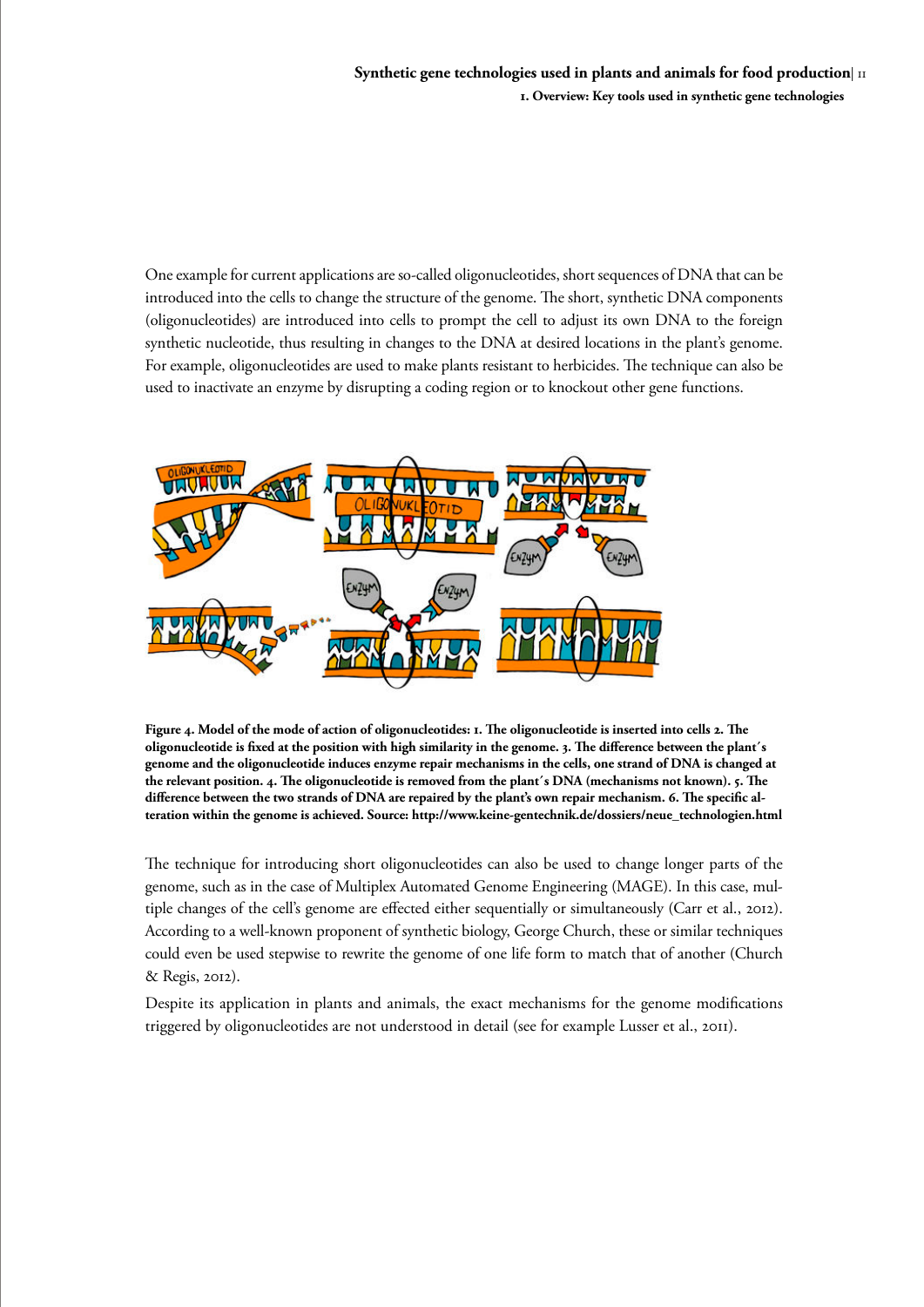One example for current applications are so-called oligonucleotides, short sequences of DNA that can be introduced into the cells to change the structure of the genome. The short, synthetic DNA components (oligonucleotides) are introduced into cells to prompt the cell to adjust its own DNA to the foreign synthetic nucleotide, thus resulting in changes to the DNA at desired locations in the plant's genome. For example, oligonucleotides are used to make plants resistant to herbicides. The technique can also be used to inactivate an enzyme by disrupting a coding region or to knockout other gene functions.

**Figure 4. Model of the mode of action of oligonucleotides: 1. The oligonucleotide is inserted into cells 2. The oligonucleotide is fixed at the position with high similarity in the genome. 3. The difference between the plant´s genome and the oligonucleotide induces enzyme repair mechanisms in the cells, one strand of DNA is changed at the relevant position. 4. The oligonucleotide is removed from the plant´s DNA (mechanisms not known). 5. The difference between the two strands of DNA are repaired by the plant's own repair mechanism. 6. The specific alteration within the genome is achieved. Source: http://www.keine-gentechnik.de/dossiers/neue_technologien.html**

The technique for introducing short oligonucleotides can also be used to change longer parts of the genome, such as in the case of Multiplex Automated Genome Engineering (MAGE). In this case, multiple changes of the cell's genome are effected either sequentially or simultaneously (Carr et al., 2012). According to a well-known proponent of synthetic biology, George Church, these or similar techniques could even be used stepwise to rewrite the genome of one life form to match that of another (Church & Regis, 2012).

Despite its application in plants and animals, the exact mechanisms for the genome modifications triggered by oligonucleotides are not understood in detail (see for example Lusser et al., 2011).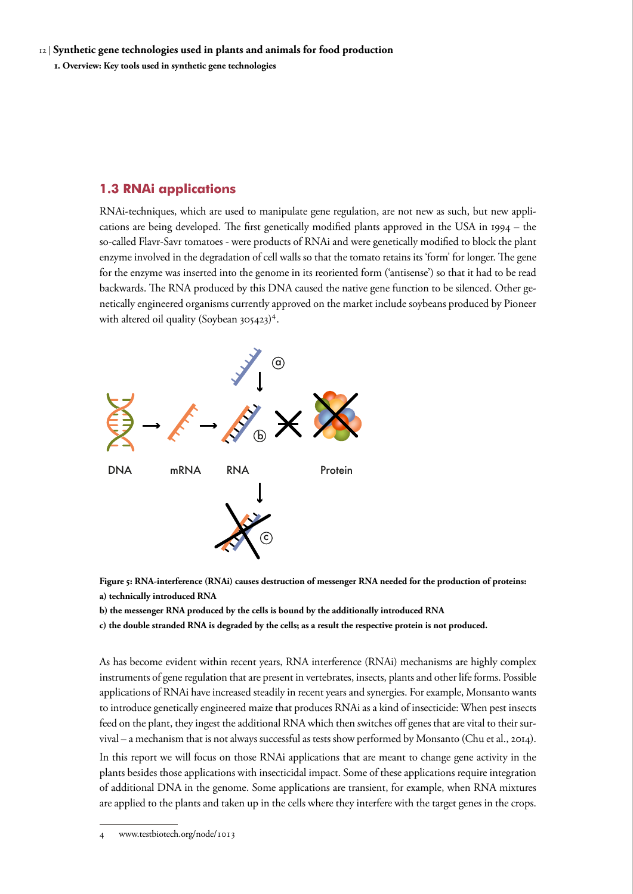## 1.3 RNAi applications

RNAi-techniques, which are used to manipulate gene regulation, are not new as such, but new applications are being developed. The first genetically modified plants approved in the USA in 1994 – the so-called Flavr-Savr tomatoes - were products of RNAi and were genetically modified to block the plant enzyme involved in the degradation of cell walls so that the tomato retains its 'form' for longer. The gene for the enzyme was inserted into the genome in its reoriented form ('antisense') so that it had to be read backwards. The RNA produced by this DNA caused the native gene function to be silenced. Other genetically engineered organisms currently approved on the market include soybeans produced by Pioneer with altered oil quality (Soybean 305423)[4].

**Figure 5: RNA-interference (RNAi) causes destruction of messenger RNA needed for the production of proteins:**
**a) technically introduced RNA**
**b) the messenger RNA produced by the cells is bound by the additionally introduced RNA**
**c) the double stranded RNA is degraded by the cells; as a result the respective protein is not produced.**

As has become evident within recent years, RNA interference (RNAi) mechanisms are highly complex instruments of gene regulation that are present in vertebrates, insects, plants and other life forms. Possible applications of RNAi have increased steadily in recent years and synergies. For example, Monsanto wants to introduce genetically engineered maize that produces RNAi as a kind of insecticide: When pest insects feed on the plant, they ingest the additional RNA which then switches off genes that are vital to their survival – a mechanism that is not always successful as tests show performed by Monsanto (Chu et al., 2014).

In this report we will focus on those RNAi applications that are meant to change gene activity in the plants besides those applications with insecticidal impact. Some of these applications require integration of additional DNA in the genome. Some applications are transient, for example, when RNA mixtures are applied to the plants and taken up in the cells where they interfere with the target genes in the crops.

4 www.testbiotech.org/node/1013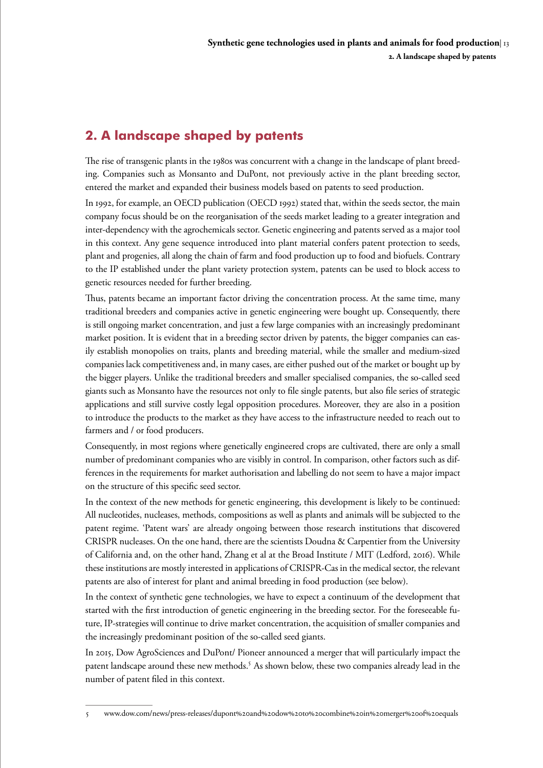## 2. A landscape shaped by patents

The rise of transgenic plants in the 1980s was concurrent with a change in the landscape of plant breeding. Companies such as Monsanto and DuPont, not previously active in the plant breeding sector, entered the market and expanded their business models based on patents to seed production.

In 1992, for example, an OECD publication (OECD 1992) stated that, within the seeds sector, the main company focus should be on the reorganisation of the seeds market leading to a greater integration and inter-dependency with the agrochemicals sector. Genetic engineering and patents served as a major tool in this context. Any gene sequence introduced into plant material confers patent protection to seeds, plant and progenies, all along the chain of farm and food production up to food and biofuels. Contrary to the IP established under the plant variety protection system, patents can be used to block access to genetic resources needed for further breeding.

Thus, patents became an important factor driving the concentration process. At the same time, many traditional breeders and companies active in genetic engineering were bought up. Consequently, there is still ongoing market concentration, and just a few large companies with an increasingly predominant market position. It is evident that in a breeding sector driven by patents, the bigger companies can easily establish monopolies on traits, plants and breeding material, while the smaller and medium-sized companies lack competitiveness and, in many cases, are either pushed out of the market or bought up by the bigger players. Unlike the traditional breeders and smaller specialised companies, the so-called seed giants such as Monsanto have the resources not only to file single patents, but also file series of strategic applications and still survive costly legal opposition procedures. Moreover, they are also in a position to introduce the products to the market as they have access to the infrastructure needed to reach out to farmers and / or food producers.

Consequently, in most regions where genetically engineered crops are cultivated, there are only a small number of predominant companies who are visibly in control. In comparison, other factors such as differences in the requirements for market authorisation and labelling do not seem to have a major impact on the structure of this specific seed sector.

In the context of the new methods for genetic engineering, this development is likely to be continued: All nucleotides, nucleases, methods, compositions as well as plants and animals will be subjected to the patent regime. 'Patent wars' are already ongoing between those research institutions that discovered CRISPR nucleases. On the one hand, there are the scientists Doudna & Carpentier from the University of California and, on the other hand, Zhang et al at the Broad Institute / MIT (Ledford, 2016). While these institutions are mostly interested in applications of CRISPR-Cas in the medical sector, the relevant patents are also of interest for plant and animal breeding in food production (see below).

In the context of synthetic gene technologies, we have to expect a continuum of the development that started with the first introduction of genetic engineering in the breeding sector. For the foreseeable future, IP-strategies will continue to drive market concentration, the acquisition of smaller companies and the increasingly predominant position of the so-called seed giants.

In 2015, Dow AgroSciences and DuPont/ Pioneer announced a merger that will particularly impact the patent landscape around these new methods.[5] As shown below, these two companies already lead in the number of patent filed in this context.

---

5 www.dow.com/news/press-releases/dupont%20and%20dow%20to%20combine%20in%20merger%20of%20equals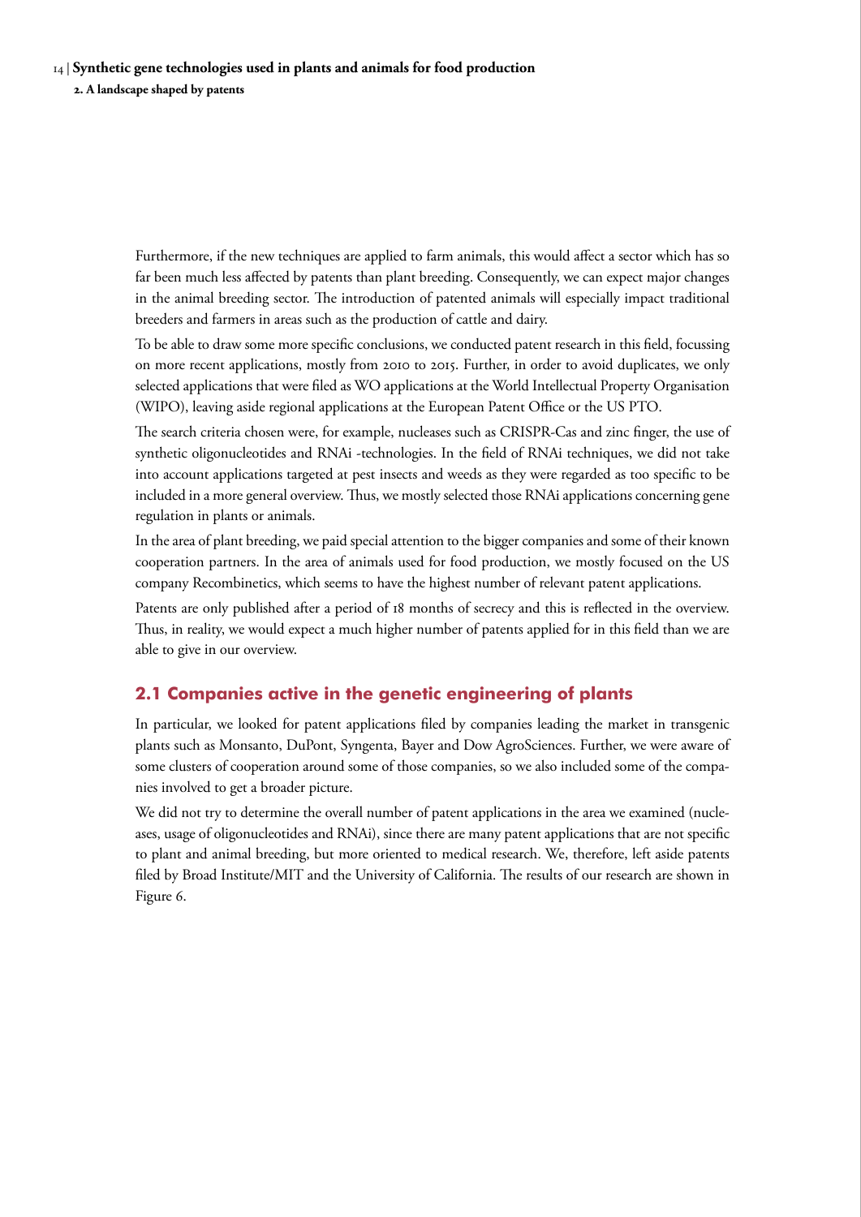Furthermore, if the new techniques are applied to farm animals, this would affect a sector which has so far been much less affected by patents than plant breeding. Consequently, we can expect major changes in the animal breeding sector. The introduction of patented animals will especially impact traditional breeders and farmers in areas such as the production of cattle and dairy.

To be able to draw some more specific conclusions, we conducted patent research in this field, focussing on more recent applications, mostly from 2010 to 2015. Further, in order to avoid duplicates, we only selected applications that were filed as WO applications at the World Intellectual Property Organisation (WIPO), leaving aside regional applications at the European Patent Office or the US PTO.

The search criteria chosen were, for example, nucleases such as CRISPR-Cas and zinc finger, the use of synthetic oligonucleotides and RNAi -technologies. In the field of RNAi techniques, we did not take into account applications targeted at pest insects and weeds as they were regarded as too specific to be included in a more general overview. Thus, we mostly selected those RNAi applications concerning gene regulation in plants or animals.

In the area of plant breeding, we paid special attention to the bigger companies and some of their known cooperation partners. In the area of animals used for food production, we mostly focused on the US company Recombinetics, which seems to have the highest number of relevant patent applications.

Patents are only published after a period of 18 months of secrecy and this is reflected in the overview. Thus, in reality, we would expect a much higher number of patents applied for in this field than we are able to give in our overview.

## 2.1 Companies active in the genetic engineering of plants

In particular, we looked for patent applications filed by companies leading the market in transgenic plants such as Monsanto, DuPont, Syngenta, Bayer and Dow AgroSciences. Further, we were aware of some clusters of cooperation around some of those companies, so we also included some of the companies involved to get a broader picture.

We did not try to determine the overall number of patent applications in the area we examined (nucleases, usage of oligonucleotides and RNAi), since there are many patent applications that are not specific to plant and animal breeding, but more oriented to medical research. We, therefore, left aside patents filed by Broad Institute/MIT and the University of California. The results of our research are shown in Figure 6.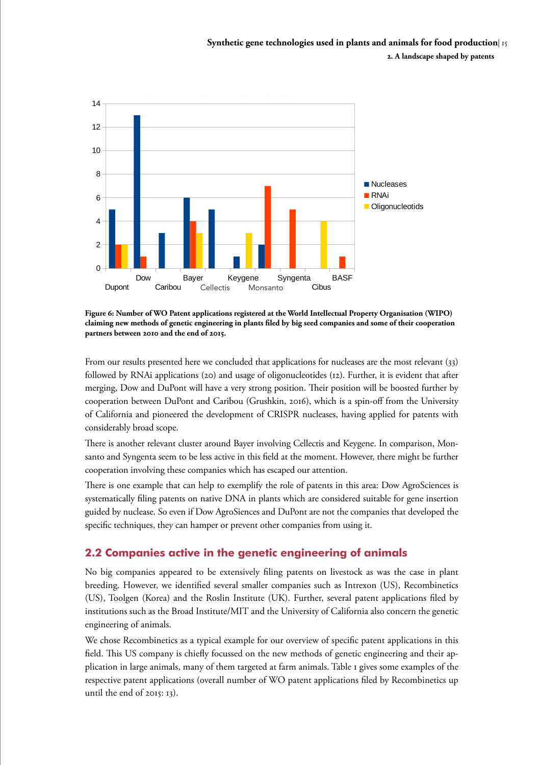**Figure 6: Number of WO Patent applications registered at the World Intellectual Property Organisation (WIPO) claiming new methods of genetic engineering in plants filed by big seed companies and some of their cooperation partners between 2010 and the end of 2015.**

From our results presented here we concluded that applications for nucleases are the most relevant (33) followed by RNAi applications (20) and usage of oligonucleotides (12). Further, it is evident that after merging, Dow and DuPont will have a very strong position. Their position will be boosted further by cooperation between DuPont and Caribou (Grushkin, 2016), which is a spin-off from the University of California and pioneered the development of CRISPR nucleases, having applied for patents with considerably broad scope.

There is another relevant cluster around Bayer involving Cellectis and Keygene. In comparison, Monsanto and Syngenta seem to be less active in this field at the moment. However, there might be further cooperation involving these companies which has escaped our attention.

There is one example that can help to exemplify the role of patents in this area: Dow AgroSciences is systematically filing patents on native DNA in plants which are considered suitable for gene insertion guided by nuclease. So even if Dow AgroSiences and DuPont are not the companies that developed the specific techniques, they can hamper or prevent other companies from using it.

## 2.2 Companies active in the genetic engineering of animals

No big companies appeared to be extensively filing patents on livestock as was the case in plant breeding. However, we identified several smaller companies such as Intrexon (US), Recombinetics (US), Toolgen (Korea) and the Roslin Institute (UK). Further, several patent applications filed by institutions such as the Broad Institute/MIT and the University of California also concern the genetic engineering of animals.

We chose Recombinetics as a typical example for our overview of specific patent applications in this field. This US company is chiefly focussed on the new methods of genetic engineering and their application in large animals, many of them targeted at farm animals. Table 1 gives some examples of the respective patent applications (overall number of WO patent applications filed by Recombinetics up until the end of 2015: 13).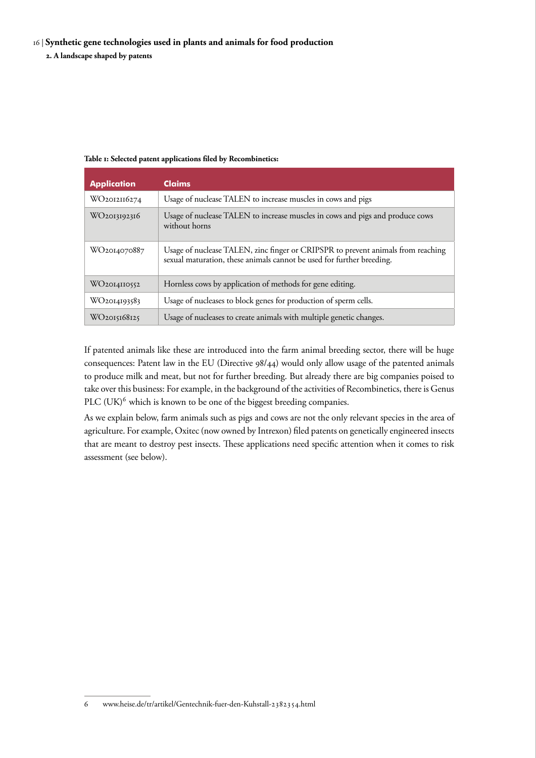**Table 1: Selected patent applications filed by Recombinetics:**

| Application | Claims |
| --- | --- |
| WO2012116274 | Usage of nuclease TALEN to increase muscles in cows and pigs |
| WO2013192316 | Usage of nuclease TALEN to increase muscles in cows and pigs and produce cows without horns |
| WO2014070887 | Usage of nuclease TALEN, zinc finger or CRIPSPR to prevent animals from reaching sexual maturation, these animals cannot be used for further breeding. |
| WO2014110552 | Hornless cows by application of methods for gene editing. |
| WO2014193583 | Usage of nucleases to block genes for production of sperm cells. |
| WO2015168125 | Usage of nucleases to create animals with multiple genetic changes. |

If patented animals like these are introduced into the farm animal breeding sector, there will be huge consequences: Patent law in the EU (Directive 98/44) would only allow usage of the patented animals to produce milk and meat, but not for further breeding. But already there are big companies poised to take over this business: For example, in the background of the activities of Recombinetics, there is Genus PLC (UK)[6] which is known to be one of the biggest breeding companies.

As we explain below, farm animals such as pigs and cows are not the only relevant species in the area of agriculture. For example, Oxitec (now owned by Intrexon) filed patents on genetically engineered insects that are meant to destroy pest insects. These applications need specific attention when it comes to risk assessment (see below).

6 www.heise.de/tr/artikel/Gentechnik-fuer-den-Kuhstall-2382354.html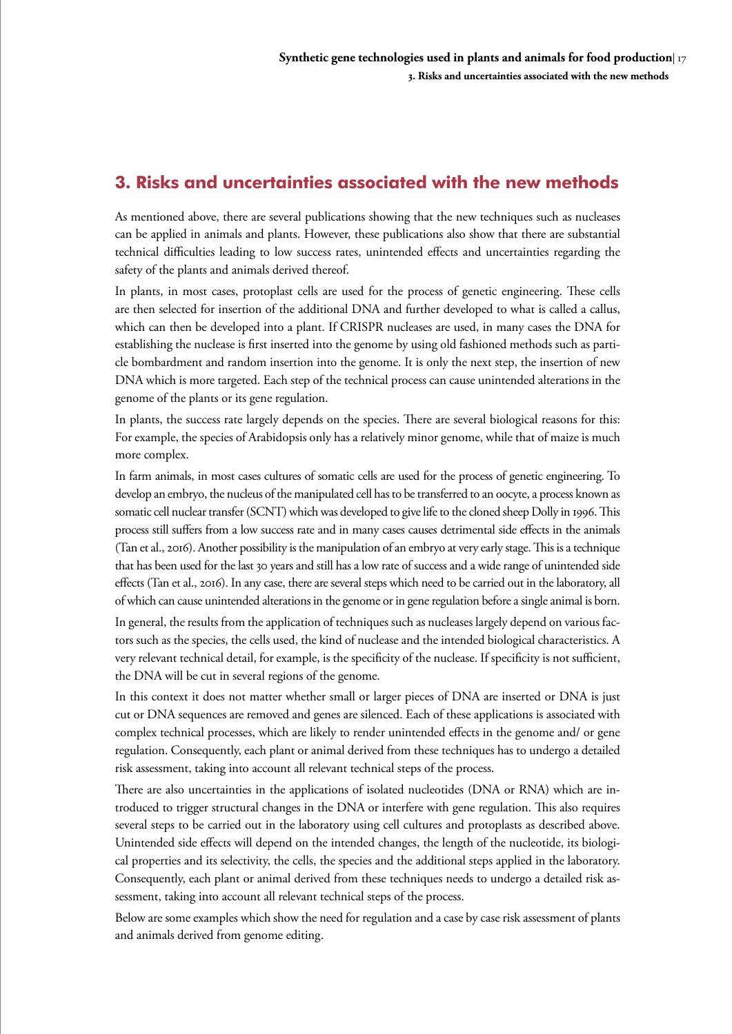## 3. Risks and uncertainties associated with the new methods

As mentioned above, there are several publications showing that the new techniques such as nucleases can be applied in animals and plants. However, these publications also show that there are substantial technical difficulties leading to low success rates, unintended effects and uncertainties regarding the safety of the plants and animals derived thereof.

In plants, in most cases, protoplast cells are used for the process of genetic engineering. These cells are then selected for insertion of the additional DNA and further developed to what is called a callus, which can then be developed into a plant. If CRISPR nucleases are used, in many cases the DNA for establishing the nuclease is first inserted into the genome by using old fashioned methods such as particle bombardment and random insertion into the genome. It is only the next step, the insertion of new DNA which is more targeted. Each step of the technical process can cause unintended alterations in the genome of the plants or its gene regulation.

In plants, the success rate largely depends on the species. There are several biological reasons for this: For example, the species of Arabidopsis only has a relatively minor genome, while that of maize is much more complex.

In farm animals, in most cases cultures of somatic cells are used for the process of genetic engineering. To develop an embryo, the nucleus of the manipulated cell has to be transferred to an oocyte, a process known as somatic cell nuclear transfer (SCNT) which was developed to give life to the cloned sheep Dolly in 1996. This process still suffers from a low success rate and in many cases causes detrimental side effects in the animals (Tan et al., 2016). Another possibility is the manipulation of an embryo at very early stage. This is a technique that has been used for the last 30 years and still has a low rate of success and a wide range of unintended side effects (Tan et al., 2016). In any case, there are several steps which need to be carried out in the laboratory, all of which can cause unintended alterations in the genome or in gene regulation before a single animal is born.

In general, the results from the application of techniques such as nucleases largely depend on various factors such as the species, the cells used, the kind of nuclease and the intended biological characteristics. A very relevant technical detail, for example, is the specificity of the nuclease. If specificity is not sufficient, the DNA will be cut in several regions of the genome.

In this context it does not matter whether small or larger pieces of DNA are inserted or DNA is just cut or DNA sequences are removed and genes are silenced. Each of these applications is associated with complex technical processes, which are likely to render unintended effects in the genome and/ or gene regulation. Consequently, each plant or animal derived from these techniques has to undergo a detailed risk assessment, taking into account all relevant technical steps of the process.

There are also uncertainties in the applications of isolated nucleotides (DNA or RNA) which are introduced to trigger structural changes in the DNA or interfere with gene regulation. This also requires several steps to be carried out in the laboratory using cell cultures and protoplasts as described above. Unintended side effects will depend on the intended changes, the length of the nucleotide, its biological properties and its selectivity, the cells, the species and the additional steps applied in the laboratory. Consequently, each plant or animal derived from these techniques needs to undergo a detailed risk assessment, taking into account all relevant technical steps of the process.

Below are some examples which show the need for regulation and a case by case risk assessment of plants and animals derived from genome editing.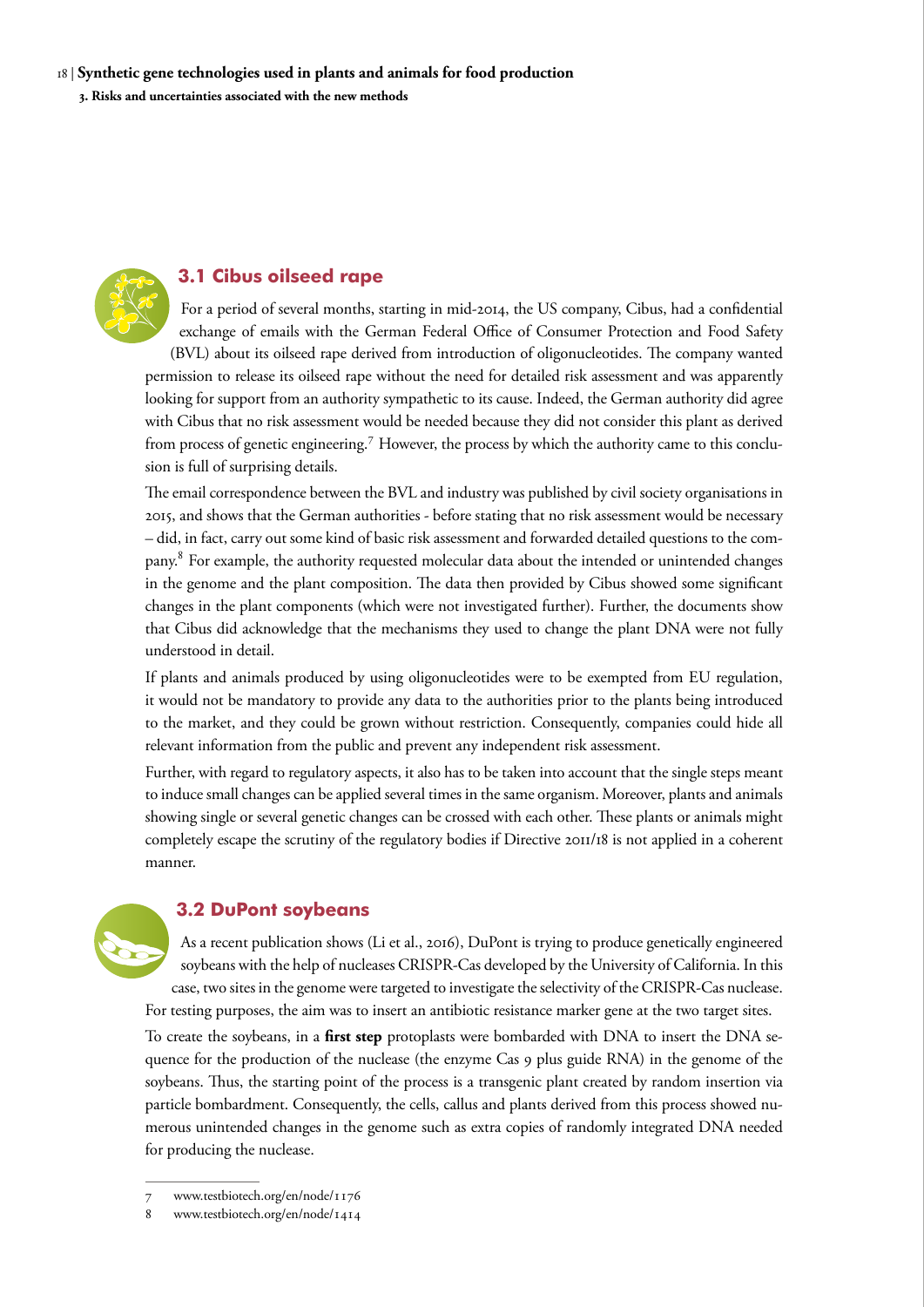### 3.1 Cibus oilseed rape

For a period of several months, starting in mid-2014, the US company, Cibus, had a confidential exchange of emails with the German Federal Office of Consumer Protection and Food Safety (BVL) about its oilseed rape derived from introduction of oligonucleotides. The company wanted permission to release its oilseed rape without the need for detailed risk assessment and was apparently looking for support from an authority sympathetic to its cause. Indeed, the German authority did agree with Cibus that no risk assessment would be needed because they did not consider this plant as derived from process of genetic engineering.[7] However, the process by which the authority came to this conclusion is full of surprising details.

The email correspondence between the BVL and industry was published by civil society organisations in 2015, and shows that the German authorities - before stating that no risk assessment would be necessary – did, in fact, carry out some kind of basic risk assessment and forwarded detailed questions to the company.[8] For example, the authority requested molecular data about the intended or unintended changes in the genome and the plant composition. The data then provided by Cibus showed some significant changes in the plant components (which were not investigated further). Further, the documents show that Cibus did acknowledge that the mechanisms they used to change the plant DNA were not fully understood in detail.

If plants and animals produced by using oligonucleotides were to be exempted from EU regulation, it would not be mandatory to provide any data to the authorities prior to the plants being introduced to the market, and they could be grown without restriction. Consequently, companies could hide all relevant information from the public and prevent any independent risk assessment.

Further, with regard to regulatory aspects, it also has to be taken into account that the single steps meant to induce small changes can be applied several times in the same organism. Moreover, plants and animals showing single or several genetic changes can be crossed with each other. These plants or animals might completely escape the scrutiny of the regulatory bodies if Directive 2011/18 is not applied in a coherent manner.

### 3.2 DuPont soybeans

As a recent publication shows (Li et al., 2016), DuPont is trying to produce genetically engineered soybeans with the help of nucleases CRISPR-Cas developed by the University of California. In this case, two sites in the genome were targeted to investigate the selectivity of the CRISPR-Cas nuclease. For testing purposes, the aim was to insert an antibiotic resistance marker gene at the two target sites.

To create the soybeans, in a **first step** protoplasts were bombarded with DNA to insert the DNA sequence for the production of the nuclease (the enzyme Cas 9 plus guide RNA) in the genome of the soybeans. Thus, the starting point of the process is a transgenic plant created by random insertion via particle bombardment. Consequently, the cells, callus and plants derived from this process showed numerous unintended changes in the genome such as extra copies of randomly integrated DNA needed for producing the nuclease.

---

7 www.testbiotech.org/en/node/1176

8 www.testbiotech.org/en/node/1414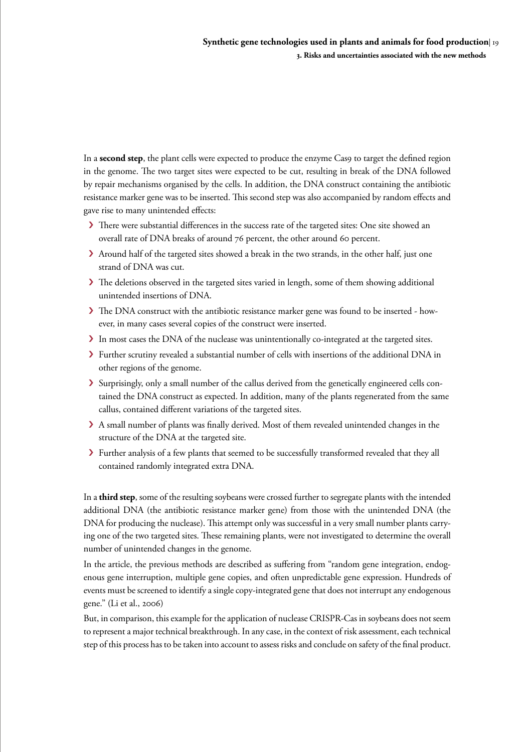In a **second step**, the plant cells were expected to produce the enzyme Cas9 to target the defined region in the genome. The two target sites were expected to be cut, resulting in break of the DNA followed by repair mechanisms organised by the cells. In addition, the DNA construct containing the antibiotic resistance marker gene was to be inserted. This second step was also accompanied by random effects and gave rise to many unintended effects:

- There were substantial differences in the success rate of the targeted sites: One site showed an overall rate of DNA breaks of around 76 percent, the other around 60 percent.
- Around half of the targeted sites showed a break in the two strands, in the other half, just one strand of DNA was cut.
- The deletions observed in the targeted sites varied in length, some of them showing additional unintended insertions of DNA.
- The DNA construct with the antibiotic resistance marker gene was found to be inserted - however, in many cases several copies of the construct were inserted.
- In most cases the DNA of the nuclease was unintentionally co-integrated at the targeted sites.
- Further scrutiny revealed a substantial number of cells with insertions of the additional DNA in other regions of the genome.
- Surprisingly, only a small number of the callus derived from the genetically engineered cells contained the DNA construct as expected. In addition, many of the plants regenerated from the same callus, contained different variations of the targeted sites.
- A small number of plants was finally derived. Most of them revealed unintended changes in the structure of the DNA at the targeted site.
- Further analysis of a few plants that seemed to be successfully transformed revealed that they all contained randomly integrated extra DNA.

In a **third step**, some of the resulting soybeans were crossed further to segregate plants with the intended additional DNA (the antibiotic resistance marker gene) from those with the unintended DNA (the DNA for producing the nuclease). This attempt only was successful in a very small number plants carrying one of the two targeted sites. These remaining plants, were not investigated to determine the overall number of unintended changes in the genome.

In the article, the previous methods are described as suffering from "random gene integration, endogenous gene interruption, multiple gene copies, and often unpredictable gene expression. Hundreds of events must be screened to identify a single copy-integrated gene that does not interrupt any endogenous gene." (Li et al., 2006)

But, in comparison, this example for the application of nuclease CRISPR-Cas in soybeans does not seem to represent a major technical breakthrough. In any case, in the context of risk assessment, each technical step of this process has to be taken into account to assess risks and conclude on safety of the final product.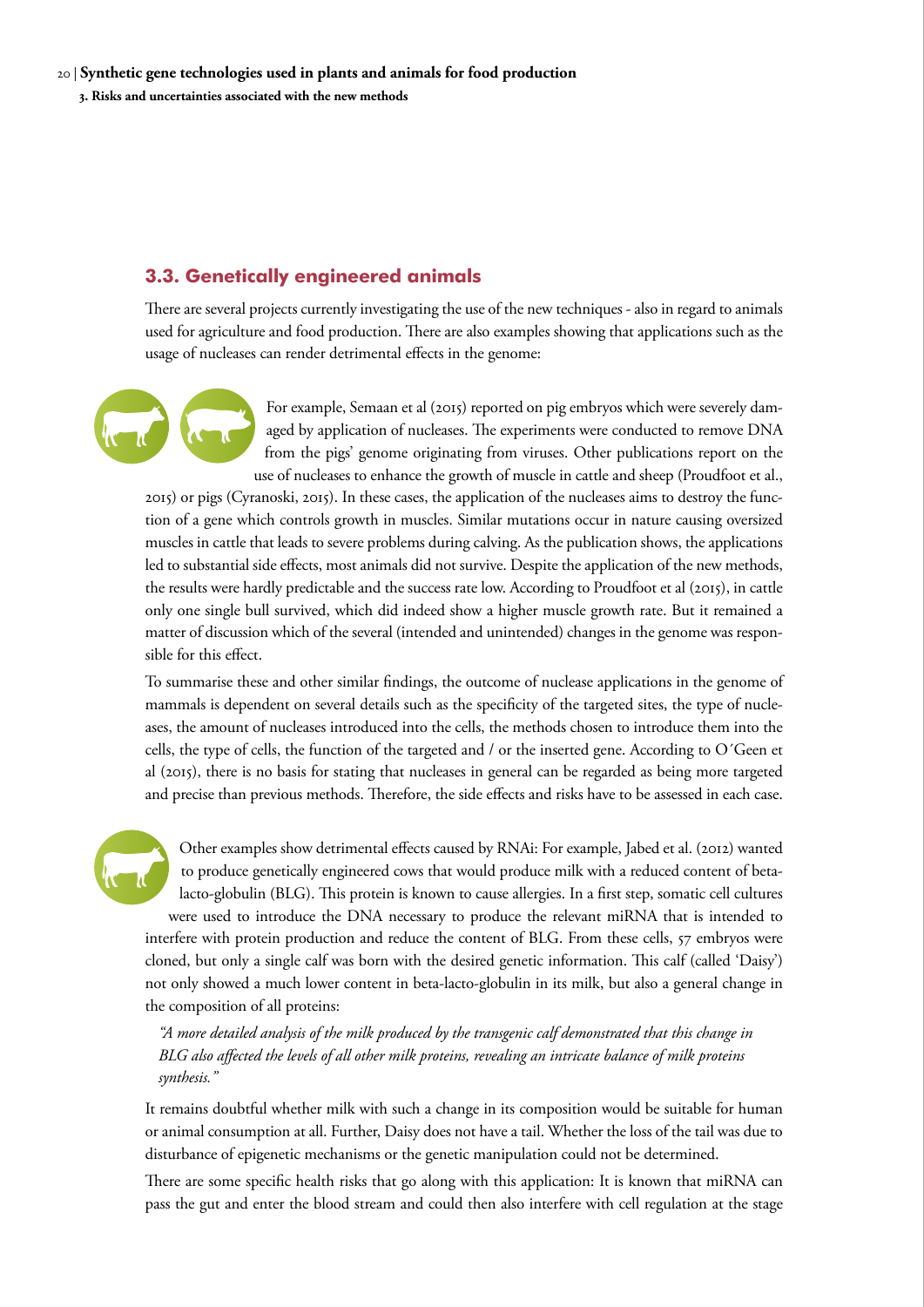## 3.3. Genetically engineered animals

There are several projects currently investigating the use of the new techniques - also in regard to animals used for agriculture and food production. There are also examples showing that applications such as the usage of nucleases can render detrimental effects in the genome:

For example, Semaan et al (2015) reported on pig embryos which were severely damaged by application of nucleases. The experiments were conducted to remove DNA from the pigs' genome originating from viruses. Other publications report on the use of nucleases to enhance the growth of muscle in cattle and sheep (Proudfoot et al., 2015) or pigs (Cyranoski, 2015). In these cases, the application of the nucleases aims to destroy the function of a gene which controls growth in muscles. Similar mutations occur in nature causing oversized muscles in cattle that leads to severe problems during calving. As the publication shows, the applications led to substantial side effects, most animals did not survive. Despite the application of the new methods, the results were hardly predictable and the success rate low. According to Proudfoot et al (2015), in cattle only one single bull survived, which did indeed show a higher muscle growth rate. But it remained a matter of discussion which of the several (intended and unintended) changes in the genome was responsible for this effect.

To summarise these and other similar findings, the outcome of nuclease applications in the genome of mammals is dependent on several details such as the specificity of the targeted sites, the type of nucleases, the amount of nucleases introduced into the cells, the methods chosen to introduce them into the cells, the type of cells, the function of the targeted and / or the inserted gene. According to O´Geen et al (2015), there is no basis for stating that nucleases in general can be regarded as being more targeted and precise than previous methods. Therefore, the side effects and risks have to be assessed in each case.

Other examples show detrimental effects caused by RNAi: For example, Jabed et al. (2012) wanted to produce genetically engineered cows that would produce milk with a reduced content of beta-lacto-globulin (BLG). This protein is known to cause allergies. In a first step, somatic cell cultures were used to introduce the DNA necessary to produce the relevant miRNA that is intended to interfere with protein production and reduce the content of BLG. From these cells, 57 embryos were cloned, but only a single calf was born with the desired genetic information. This calf (called 'Daisy') not only showed a much lower content in beta-lacto-globulin in its milk, but also a general change in the composition of all proteins:

> *"A more detailed analysis of the milk produced by the transgenic calf demonstrated that this change in BLG also affected the levels of all other milk proteins, revealing an intricate balance of milk proteins synthesis."*

It remains doubtful whether milk with such a change in its composition would be suitable for human or animal consumption at all. Further, Daisy does not have a tail. Whether the loss of the tail was due to disturbance of epigenetic mechanisms or the genetic manipulation could not be determined.

There are some specific health risks that go along with this application: It is known that miRNA can pass the gut and enter the blood stream and could then also interfere with cell regulation at the stage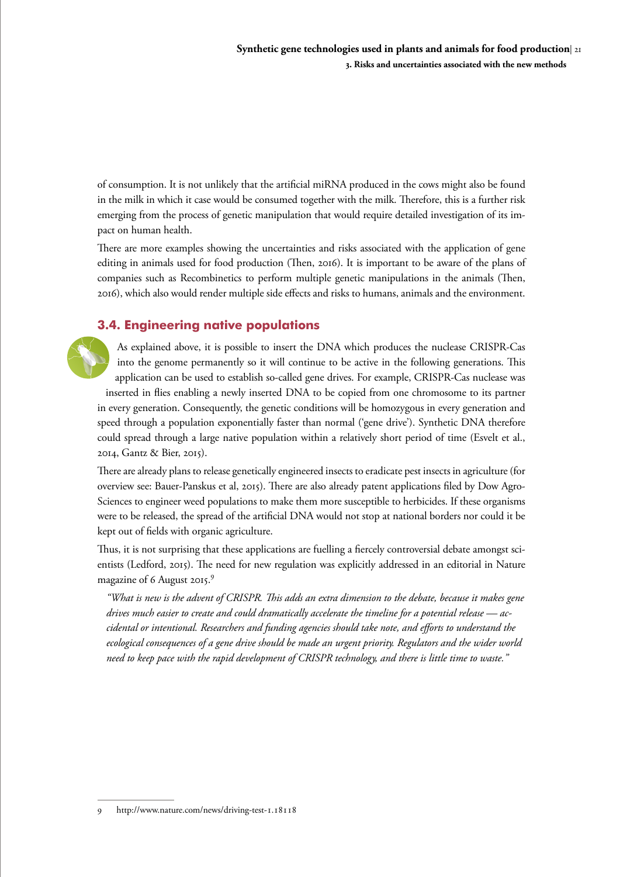of consumption. It is not unlikely that the artificial miRNA produced in the cows might also be found in the milk in which it case would be consumed together with the milk. Therefore, this is a further risk emerging from the process of genetic manipulation that would require detailed investigation of its impact on human health.

There are more examples showing the uncertainties and risks associated with the application of gene editing in animals used for food production (Then, 2016). It is important to be aware of the plans of companies such as Recombinetics to perform multiple genetic manipulations in the animals (Then, 2016), which also would render multiple side effects and risks to humans, animals and the environment.

## 3.4. Engineering native populations

As explained above, it is possible to insert the DNA which produces the nuclease CRISPR-Cas into the genome permanently so it will continue to be active in the following generations. This application can be used to establish so-called gene drives. For example, CRISPR-Cas nuclease was inserted in flies enabling a newly inserted DNA to be copied from one chromosome to its partner in every generation. Consequently, the genetic conditions will be homozygous in every generation and speed through a population exponentially faster than normal ('gene drive'). Synthetic DNA therefore could spread through a large native population within a relatively short period of time (Esvelt et al., 2014, Gantz & Bier, 2015).

There are already plans to release genetically engineered insects to eradicate pest insects in agriculture (for overview see: Bauer-Panskus et al, 2015). There are also already patent applications filed by Dow AgroSciences to engineer weed populations to make them more susceptible to herbicides. If these organisms were to be released, the spread of the artificial DNA would not stop at national borders nor could it be kept out of fields with organic agriculture.

Thus, it is not surprising that these applications are fuelling a fiercely controversial debate amongst scientists (Ledford, 2015). The need for new regulation was explicitly addressed in an editorial in Nature magazine of 6 August 2015.[9]

> *"What is new is the advent of CRISPR. This adds an extra dimension to the debate, because it makes gene drives much easier to create and could dramatically accelerate the timeline for a potential release — accidental or intentional. Researchers and funding agencies should take note, and efforts to understand the ecological consequences of a gene drive should be made an urgent priority. Regulators and the wider world need to keep pace with the rapid development of CRISPR technology, and there is little time to waste."*

---

9 http://www.nature.com/news/driving-test-1.18118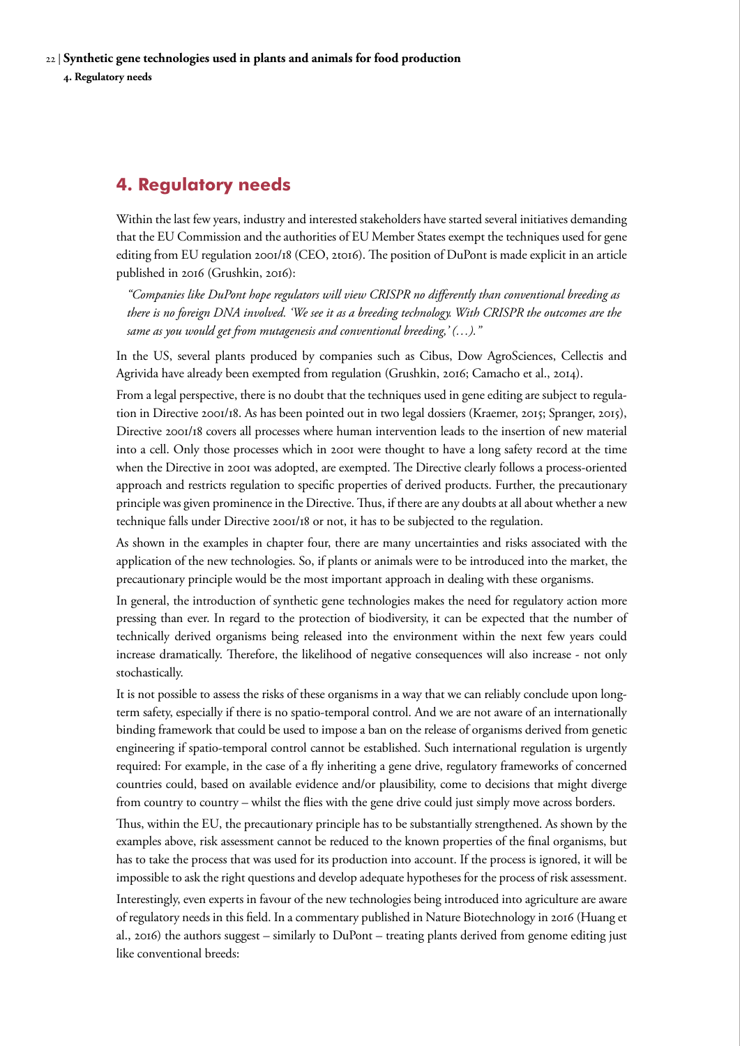# 4. Regulatory needs

Within the last few years, industry and interested stakeholders have started several initiatives demanding that the EU Commission and the authorities of EU Member States exempt the techniques used for gene editing from EU regulation 2001/18 (CEO, 2t016). The position of DuPont is made explicit in an article published in 2016 (Grushkin, 2016):

> *"Companies like DuPont hope regulators will view CRISPR no differently than conventional breeding as there is no foreign DNA involved. 'We see it as a breeding technology. With CRISPR the outcomes are the same as you would get from mutagenesis and conventional breeding,' (…)."*

In the US, several plants produced by companies such as Cibus, Dow AgroSciences, Cellectis and Agrivida have already been exempted from regulation (Grushkin, 2016; Camacho et al., 2014).

From a legal perspective, there is no doubt that the techniques used in gene editing are subject to regulation in Directive 2001/18. As has been pointed out in two legal dossiers (Kraemer, 2015; Spranger, 2015), Directive 2001/18 covers all processes where human intervention leads to the insertion of new material into a cell. Only those processes which in 2001 were thought to have a long safety record at the time when the Directive in 2001 was adopted, are exempted. The Directive clearly follows a process-oriented approach and restricts regulation to specific properties of derived products. Further, the precautionary principle was given prominence in the Directive. Thus, if there are any doubts at all about whether a new technique falls under Directive 2001/18 or not, it has to be subjected to the regulation.

As shown in the examples in chapter four, there are many uncertainties and risks associated with the application of the new technologies. So, if plants or animals were to be introduced into the market, the precautionary principle would be the most important approach in dealing with these organisms.

In general, the introduction of synthetic gene technologies makes the need for regulatory action more pressing than ever. In regard to the protection of biodiversity, it can be expected that the number of technically derived organisms being released into the environment within the next few years could increase dramatically. Therefore, the likelihood of negative consequences will also increase - not only stochastically.

It is not possible to assess the risks of these organisms in a way that we can reliably conclude upon long-term safety, especially if there is no spatio-temporal control. And we are not aware of an internationally binding framework that could be used to impose a ban on the release of organisms derived from genetic engineering if spatio-temporal control cannot be established. Such international regulation is urgently required: For example, in the case of a fly inheriting a gene drive, regulatory frameworks of concerned countries could, based on available evidence and/or plausibility, come to decisions that might diverge from country to country – whilst the flies with the gene drive could just simply move across borders.

Thus, within the EU, the precautionary principle has to be substantially strengthened. As shown by the examples above, risk assessment cannot be reduced to the known properties of the final organisms, but has to take the process that was used for its production into account. If the process is ignored, it will be impossible to ask the right questions and develop adequate hypotheses for the process of risk assessment.

Interestingly, even experts in favour of the new technologies being introduced into agriculture are aware of regulatory needs in this field. In a commentary published in Nature Biotechnology in 2016 (Huang et al., 2016) the authors suggest – similarly to DuPont – treating plants derived from genome editing just like conventional breeds: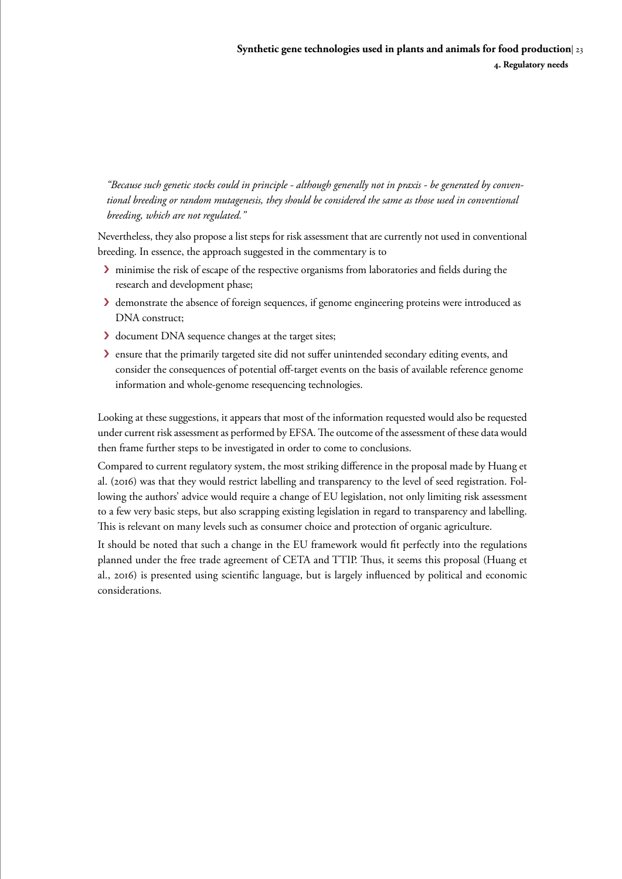*"Because such genetic stocks could in principle - although generally not in praxis - be generated by conventional breeding or random mutagenesis, they should be considered the same as those used in conventional breeding, which are not regulated."*

Nevertheless, they also propose a list steps for risk assessment that are currently not used in conventional breeding. In essence, the approach suggested in the commentary is to

- minimise the risk of escape of the respective organisms from laboratories and fields during the research and development phase;
- demonstrate the absence of foreign sequences, if genome engineering proteins were introduced as DNA construct;
- document DNA sequence changes at the target sites;
- ensure that the primarily targeted site did not suffer unintended secondary editing events, and consider the consequences of potential off-target events on the basis of available reference genome information and whole-genome resequencing technologies.

Looking at these suggestions, it appears that most of the information requested would also be requested under current risk assessment as performed by EFSA. The outcome of the assessment of these data would then frame further steps to be investigated in order to come to conclusions.

Compared to current regulatory system, the most striking difference in the proposal made by Huang et al. (2016) was that they would restrict labelling and transparency to the level of seed registration. Following the authors' advice would require a change of EU legislation, not only limiting risk assessment to a few very basic steps, but also scrapping existing legislation in regard to transparency and labelling. This is relevant on many levels such as consumer choice and protection of organic agriculture.

It should be noted that such a change in the EU framework would fit perfectly into the regulations planned under the free trade agreement of CETA and TTIP. Thus, it seems this proposal (Huang et al., 2016) is presented using scientific language, but is largely influenced by political and economic considerations.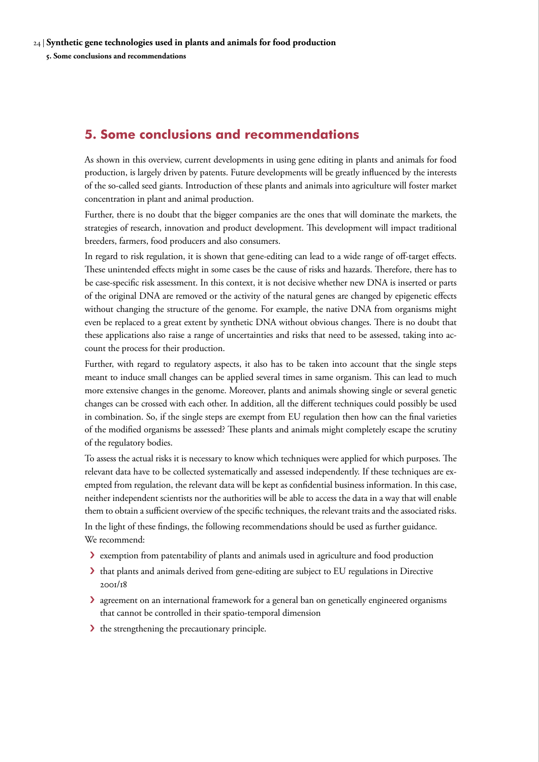## 5. Some conclusions and recommendations

As shown in this overview, current developments in using gene editing in plants and animals for food production, is largely driven by patents. Future developments will be greatly influenced by the interests of the so-called seed giants. Introduction of these plants and animals into agriculture will foster market concentration in plant and animal production.

Further, there is no doubt that the bigger companies are the ones that will dominate the markets, the strategies of research, innovation and product development. This development will impact traditional breeders, farmers, food producers and also consumers.

In regard to risk regulation, it is shown that gene-editing can lead to a wide range of off-target effects. These unintended effects might in some cases be the cause of risks and hazards. Therefore, there has to be case-specific risk assessment. In this context, it is not decisive whether new DNA is inserted or parts of the original DNA are removed or the activity of the natural genes are changed by epigenetic effects without changing the structure of the genome. For example, the native DNA from organisms might even be replaced to a great extent by synthetic DNA without obvious changes. There is no doubt that these applications also raise a range of uncertainties and risks that need to be assessed, taking into account the process for their production.

Further, with regard to regulatory aspects, it also has to be taken into account that the single steps meant to induce small changes can be applied several times in same organism. This can lead to much more extensive changes in the genome. Moreover, plants and animals showing single or several genetic changes can be crossed with each other. In addition, all the different techniques could possibly be used in combination. So, if the single steps are exempt from EU regulation then how can the final varieties of the modified organisms be assessed? These plants and animals might completely escape the scrutiny of the regulatory bodies.

To assess the actual risks it is necessary to know which techniques were applied for which purposes. The relevant data have to be collected systematically and assessed independently. If these techniques are exempted from regulation, the relevant data will be kept as confidential business information. In this case, neither independent scientists nor the authorities will be able to access the data in a way that will enable them to obtain a sufficient overview of the specific techniques, the relevant traits and the associated risks.

In the light of these findings, the following recommendations should be used as further guidance.
We recommend:

- exemption from patentability of plants and animals used in agriculture and food production
- that plants and animals derived from gene-editing are subject to EU regulations in Directive 2001/18
- agreement on an international framework for a general ban on genetically engineered organisms that cannot be controlled in their spatio-temporal dimension
- the strengthening the precautionary principle.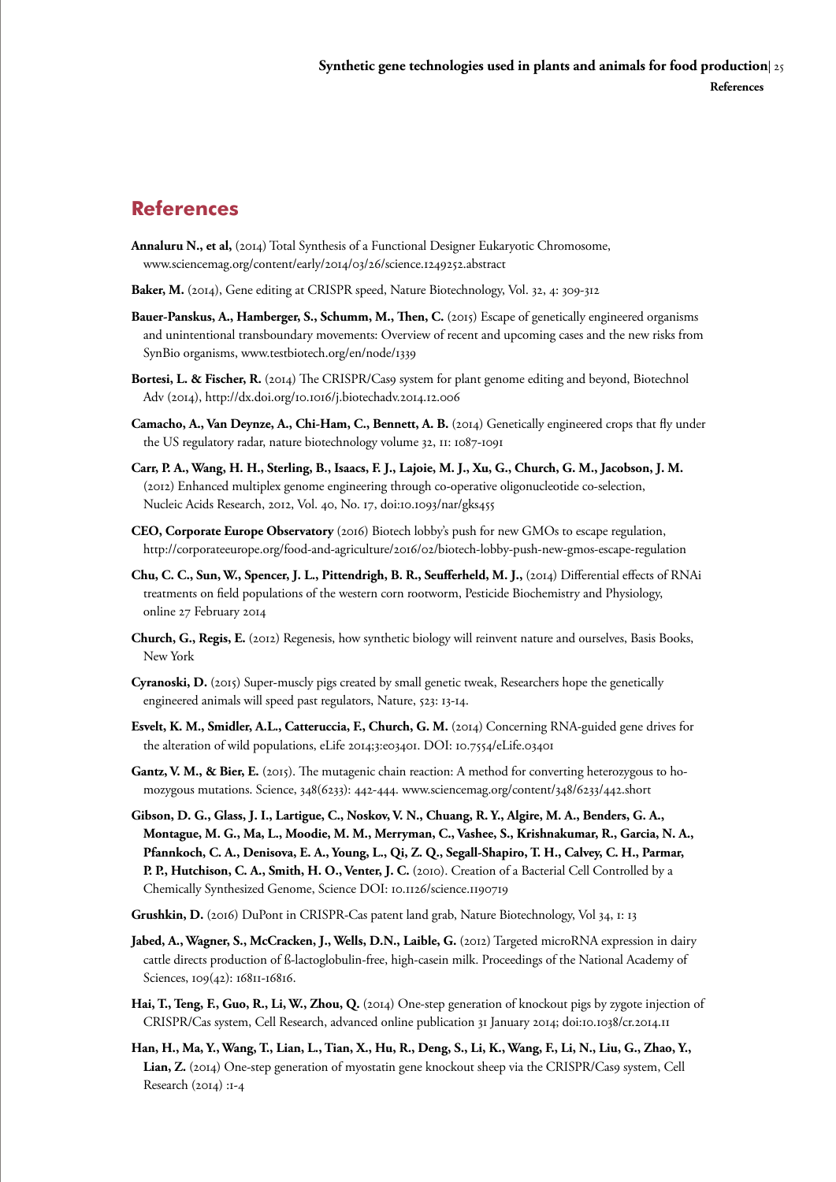## References

**Annaluru N., et al,** (2014) Total Synthesis of a Functional Designer Eukaryotic Chromosome, www.sciencemag.org/content/early/2014/03/26/science.1249252.abstract

**Baker, M.** (2014), Gene editing at CRISPR speed, Nature Biotechnology, Vol. 32, 4: 309-312

**Bauer-Panskus, A., Hamberger, S., Schumm, M., Then, C.** (2015) Escape of genetically engineered organisms and unintentional transboundary movements: Overview of recent and upcoming cases and the new risks from SynBio organisms, www.testbiotech.org/en/node/1339

**Bortesi, L. & Fischer, R.** (2014) The CRISPR/Cas9 system for plant genome editing and beyond, Biotechnol Adv (2014), http://dx.doi.org/10.1016/j.biotechadv.2014.12.006

**Camacho, A., Van Deynze, A., Chi-Ham, C., Bennett, A. B.** (2014) Genetically engineered crops that fly under the US regulatory radar, nature biotechnology volume 32, 11: 1087-1091

**Carr, P. A., Wang, H. H., Sterling, B., Isaacs, F. J., Lajoie, M. J., Xu, G., Church, G. M., Jacobson, J. M.** (2012) Enhanced multiplex genome engineering through co-operative oligonucleotide co-selection, Nucleic Acids Research, 2012, Vol. 40, No. 17, doi:10.1093/nar/gks455

**CEO, Corporate Europe Observatory** (2016) Biotech lobby's push for new GMOs to escape regulation, http://corporateeurope.org/food-and-agriculture/2016/02/biotech-lobby-push-new-gmos-escape-regulation

**Chu, C. C., Sun, W., Spencer, J. L., Pittendrigh, B. R., Seufferheld, M. J.,** (2014) Differential effects of RNAi treatments on field populations of the western corn rootworm, Pesticide Biochemistry and Physiology, online 27 February 2014

**Church, G., Regis, E.** (2012) Regenesis, how synthetic biology will reinvent nature and ourselves, Basis Books, New York

**Cyranoski, D.** (2015) Super-muscly pigs created by small genetic tweak, Researchers hope the genetically engineered animals will speed past regulators, Nature, 523: 13-14.

**Esvelt, K. M., Smidler, A.L., Catteruccia, F., Church, G. M.** (2014) Concerning RNA-guided gene drives for the alteration of wild populations, eLife 2014;3:e03401. DOI: 10.7554/eLife.03401

**Gantz, V. M., & Bier, E.** (2015). The mutagenic chain reaction: A method for converting heterozygous to homozygous mutations. Science, 348(6233): 442-444. www.sciencemag.org/content/348/6233/442.short

**Gibson, D. G., Glass, J. I., Lartigue, C., Noskov, V. N., Chuang, R. Y., Algire, M. A., Benders, G. A., Montague, M. G., Ma, L., Moodie, M. M., Merryman, C., Vashee, S., Krishnakumar, R., Garcia, N. A., Pfannkoch, C. A., Denisova, E. A., Young, L., Qi, Z. Q., Segall-Shapiro, T. H., Calvey, C. H., Parmar, P. P., Hutchison, C. A., Smith, H. O., Venter, J. C.** (2010). Creation of a Bacterial Cell Controlled by a Chemically Synthesized Genome, Science DOI: 10.1126/science.1190719

**Grushkin, D.** (2016) DuPont in CRISPR-Cas patent land grab, Nature Biotechnology, Vol 34, 1: 13

**Jabed, A., Wagner, S., McCracken, J., Wells, D.N., Laible, G.** (2012) Targeted microRNA expression in dairy cattle directs production of ß-lactoglobulin-free, high-casein milk. Proceedings of the National Academy of Sciences, 109(42): 16811-16816.

**Hai, T., Teng, F., Guo, R., Li, W., Zhou, Q.** (2014) One-step generation of knockout pigs by zygote injection of CRISPR/Cas system, Cell Research, advanced online publication 31 January 2014; doi:10.1038/cr.2014.11

**Han, H., Ma, Y., Wang, T., Lian, L., Tian, X., Hu, R., Deng, S., Li, K., Wang, F., Li, N., Liu, G., Zhao, Y., Lian, Z.** (2014) One-step generation of myostatin gene knockout sheep via the CRISPR/Cas9 system, Cell Research (2014) :1-4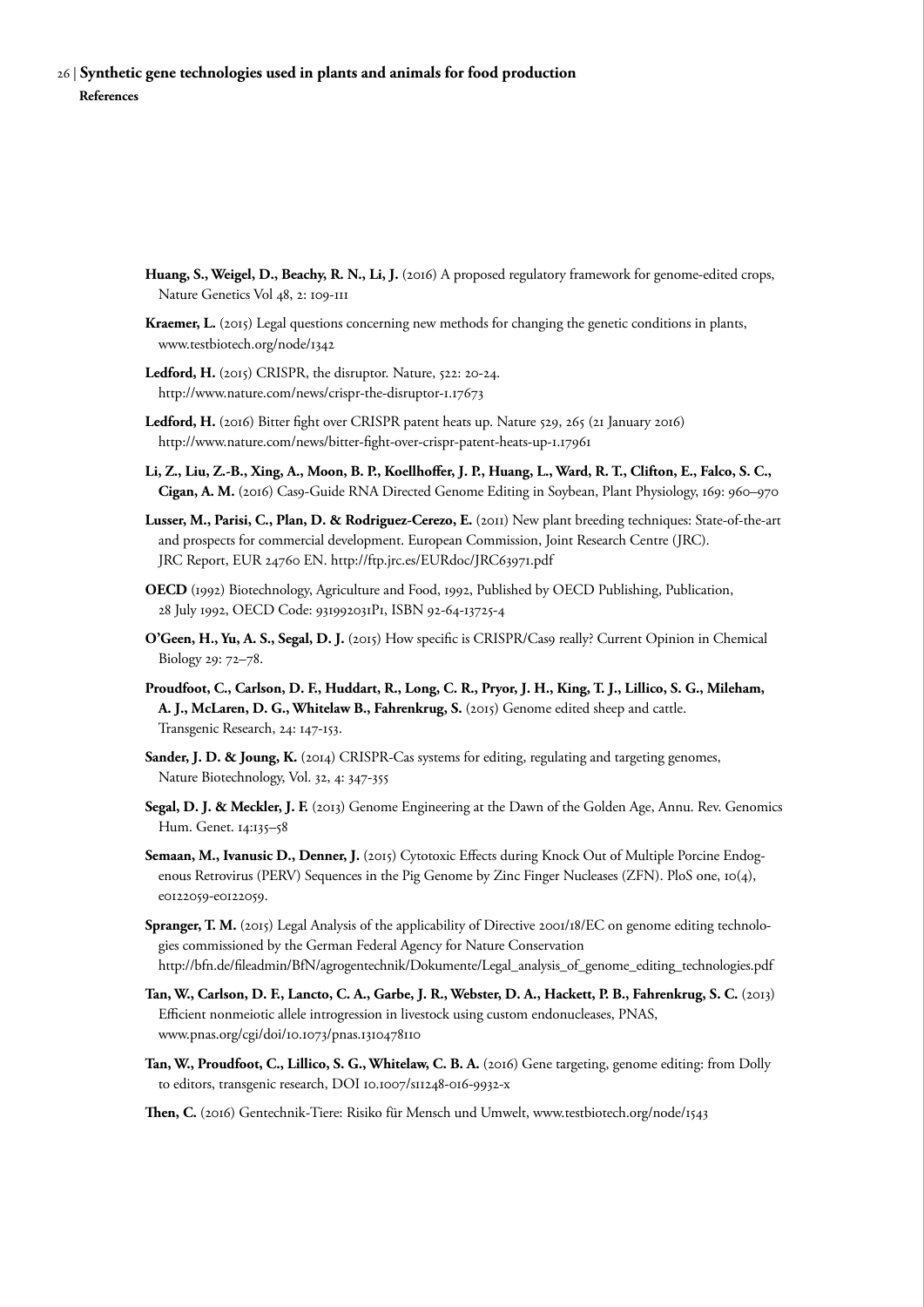Huang, S., Weigel, D., Beachy, R. N., Li, J. (2016) A proposed regulatory framework for genome-edited crops, Nature Genetics Vol 48, 2: 109-111

**Kraemer, L.** (2015) Legal questions concerning new methods for changing the genetic conditions in plants, www.testbiotech.org/node/1342

**Ledford, H.** (2015) CRISPR, the disruptor. Nature, 522: 20-24. http://www.nature.com/news/crispr-the-disruptor-1.17673

**Ledford, H.** (2016) Bitter fight over CRISPR patent heats up. Nature 529, 265 (21 January 2016) http://www.nature.com/news/bitter-fight-over-crispr-patent-heats-up-1.17961

**Li, Z., Liu, Z.-B., Xing, A., Moon, B. P., Koellhoffer, J. P., Huang, L., Ward, R. T., Clifton, E., Falco, S. C., Cigan, A. M.** (2016) Cas9-Guide RNA Directed Genome Editing in Soybean, Plant Physiology, 169: 960–970

**Lusser, M., Parisi, C., Plan, D. & Rodriguez-Cerezo, E.** (2011) New plant breeding techniques: State-of-the-art and prospects for commercial development. European Commission, Joint Research Centre (JRC). JRC Report, EUR 24760 EN. http://ftp.jrc.es/EURdoc/JRC63971.pdf

**OECD** (1992) Biotechnology, Agriculture and Food, 1992, Published by OECD Publishing, Publication, 28 July 1992, OECD Code: 931992031P1, ISBN 92-64-13725-4

**O'Geen, H., Yu, A. S., Segal, D. J.** (2015) How specific is CRISPR/Cas9 really? Current Opinion in Chemical Biology 29: 72–78.

**Proudfoot, C., Carlson, D. F., Huddart, R., Long, C. R., Pryor, J. H., King, T. J., Lillico, S. G., Mileham, A. J., McLaren, D. G., Whitelaw B., Fahrenkrug, S.** (2015) Genome edited sheep and cattle. Transgenic Research, 24: 147-153.

**Sander, J. D. & Joung, K.** (2014) CRISPR-Cas systems for editing, regulating and targeting genomes, Nature Biotechnology, Vol. 32, 4: 347-355

**Segal, D. J. & Meckler, J. F.** (2013) Genome Engineering at the Dawn of the Golden Age, Annu. Rev. Genomics Hum. Genet. 14:135–58

**Semaan, M., Ivanusic D., Denner, J.** (2015) Cytotoxic Effects during Knock Out of Multiple Porcine Endogenous Retrovirus (PERV) Sequences in the Pig Genome by Zinc Finger Nucleases (ZFN). PloS one, 10(4), e0122059-e0122059.

**Spranger, T. M.** (2015) Legal Analysis of the applicability of Directive 2001/18/EC on genome editing technologies commissioned by the German Federal Agency for Nature Conservation http://bfn.de/fileadmin/BfN/agrogentechnik/Dokumente/Legal_analysis_of_genome_editing_technologies.pdf

**Tan, W., Carlson, D. F., Lancto, C. A., Garbe, J. R., Webster, D. A., Hackett, P. B., Fahrenkrug, S. C.** (2013) Efficient nonmeiotic allele introgression in livestock using custom endonucleases, PNAS, www.pnas.org/cgi/doi/10.1073/pnas.1310478110

**Tan, W., Proudfoot, C., Lillico, S. G., Whitelaw, C. B. A.** (2016) Gene targeting, genome editing: from Dolly to editors, transgenic research, DOI 10.1007/s11248-016-9932-x

**Then, C.** (2016) Gentechnik-Tiere: Risiko für Mensch und Umwelt, www.testbiotech.org/node/1543